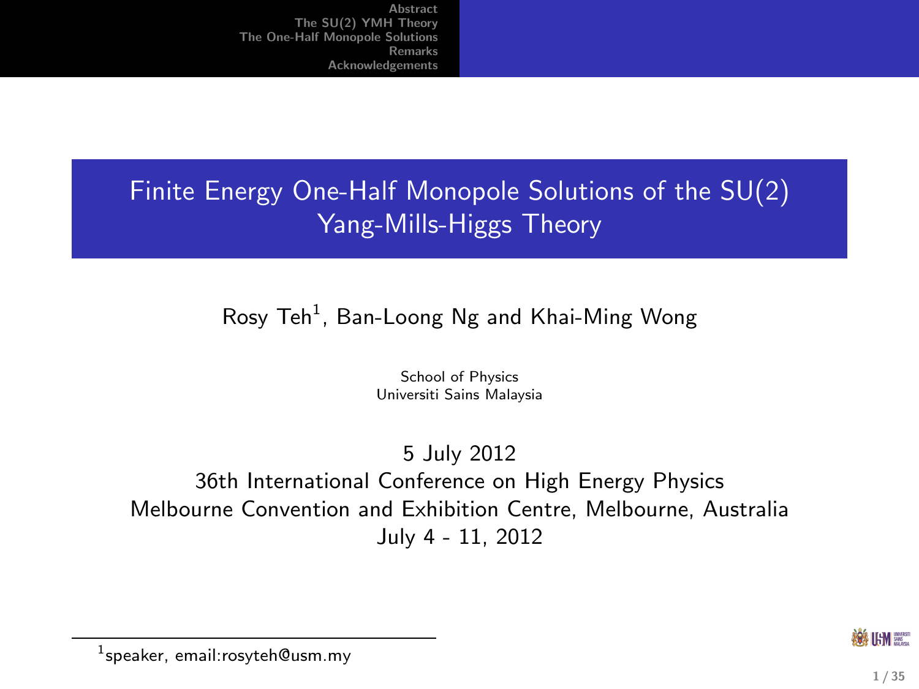# Finite Energy One-Half Monopole Solutions of the SU(2) Yang-Mills-Higgs Theory

Rosy Teh[1], Ban-Loong Ng and Khai-Ming Wong

School of Physics
Universiti Sains Malaysia

5 July 2012
36th International Conference on High Energy Physics
Melbourne Convention and Exhibition Centre, Melbourne, Australia
July 4 - 11, 2012

[1]speaker, email:rosyteh@usm.my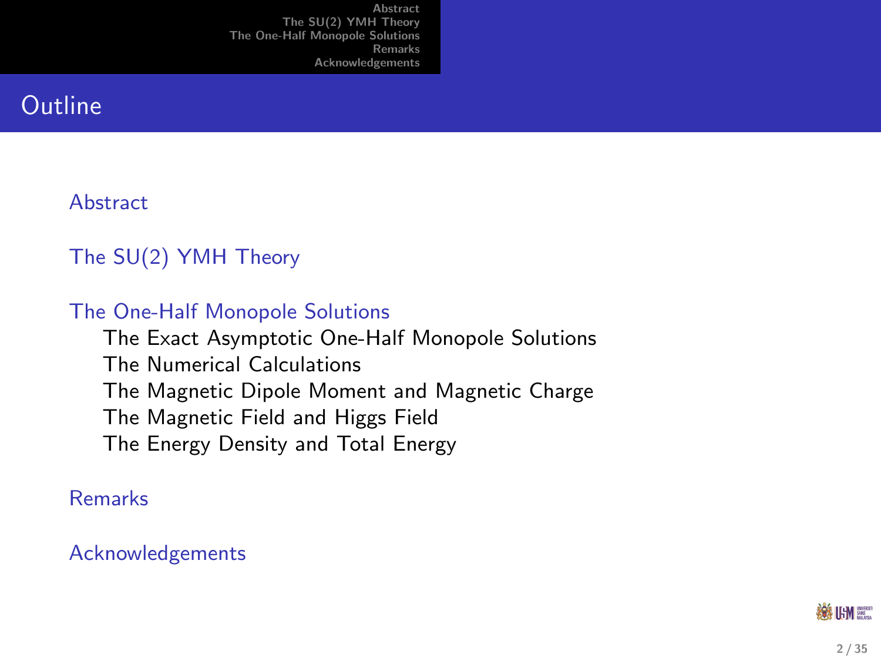# Outline

- Abstract
- The SU(2) YMH Theory
- The One-Half Monopole Solutions
  - The Exact Asymptotic One-Half Monopole Solutions
  - The Numerical Calculations
  - The Magnetic Dipole Moment and Magnetic Charge
  - The Magnetic Field and Higgs Field
  - The Energy Density and Total Energy
- Remarks
- Acknowledgements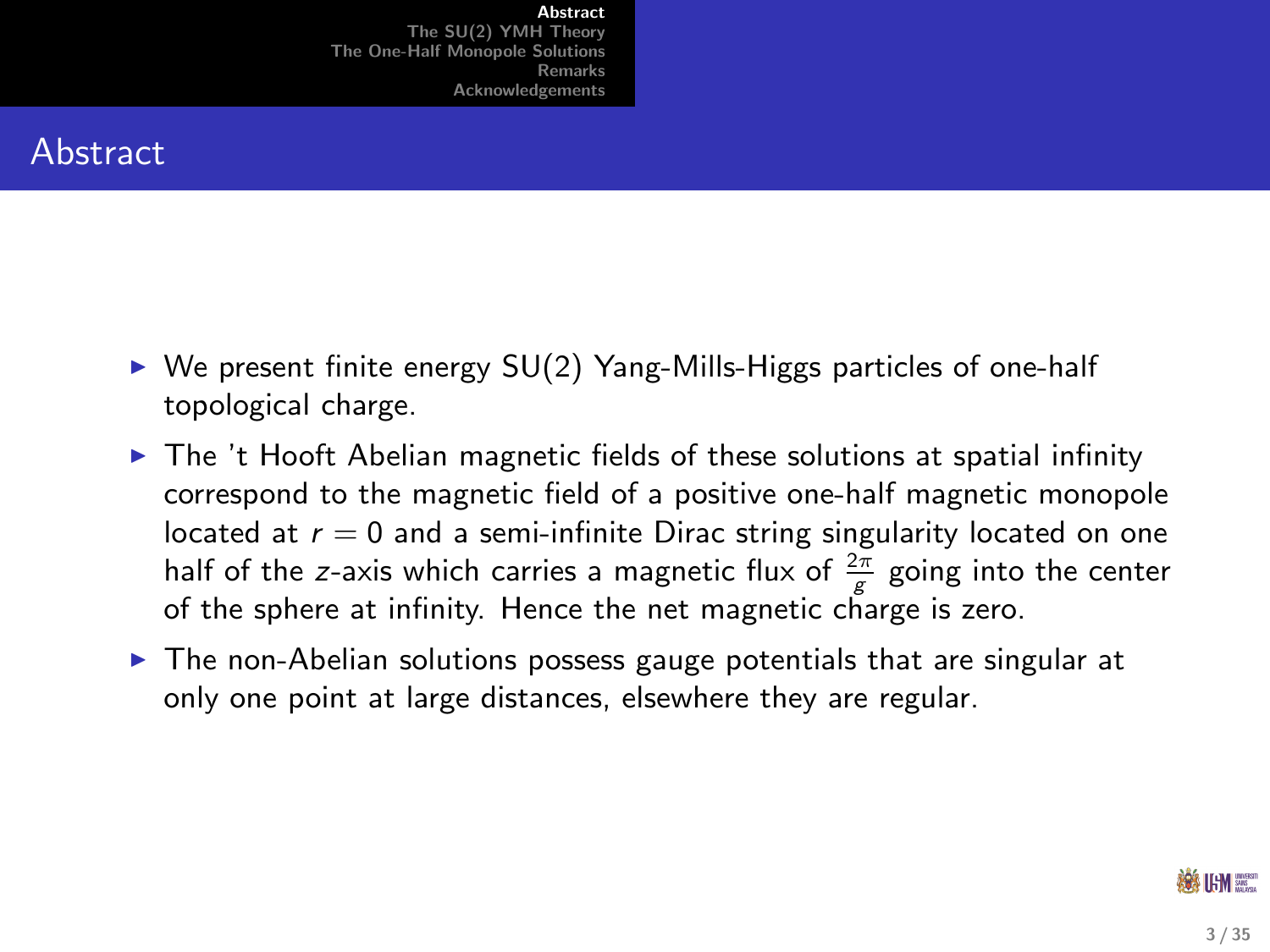# Abstract

- We present finite energy SU(2) Yang-Mills-Higgs particles of one-half topological charge.
- The 't Hooft Abelian magnetic fields of these solutions at spatial infinity correspond to the magnetic field of a positive one-half magnetic monopole located at $r = 0$ and a semi-infinite Dirac string singularity located on one half of the $z$-axis which carries a magnetic flux of $\frac{2\pi}{g}$ going into the center of the sphere at infinity. Hence the net magnetic charge is zero.
- The non-Abelian solutions possess gauge potentials that are singular at only one point at large distances, elsewhere they are regular.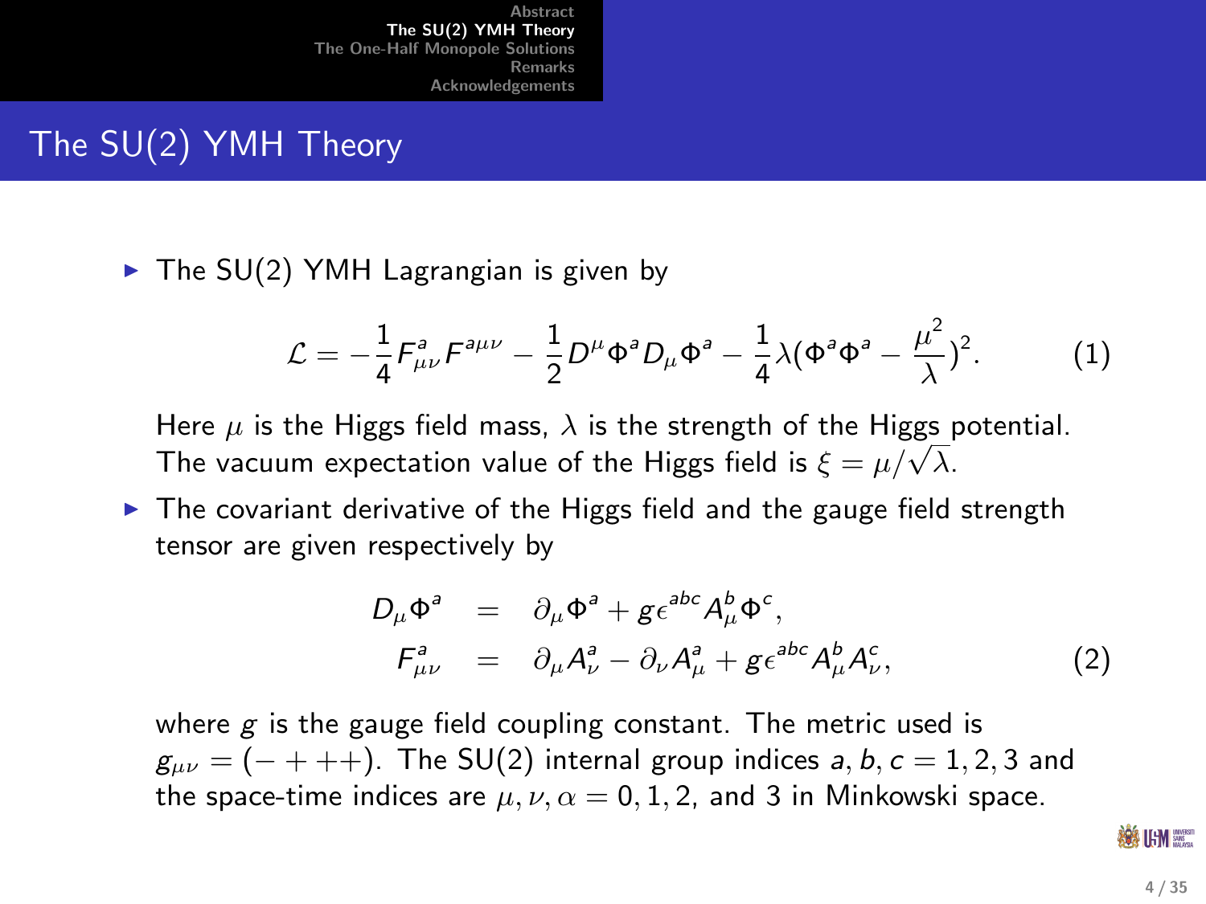# The SU(2) YMH Theory

- The SU(2) YMH Lagrangian is given by

$$\mathcal{L} = -\frac{1}{4}F^a_{\mu\nu}F^{a\mu\nu} - \frac{1}{2}D^\mu\Phi^a D_\mu\Phi^a - \frac{1}{4}\lambda(\Phi^a\Phi^a - \frac{\mu^2}{\lambda})^2. \quad (1)$$

  Here $\mu$ is the Higgs field mass, $\lambda$ is the strength of the Higgs potential. The vacuum expectation value of the Higgs field is $\xi = \mu/\sqrt{\lambda}$.

- The covariant derivative of the Higgs field and the gauge field strength tensor are given respectively by

$$\begin{aligned} D_\mu\Phi^a &= \partial_\mu\Phi^a + g\epsilon^{abc}A^b_\mu\Phi^c, \\ F^a_{\mu\nu} &= \partial_\mu A^a_\nu - \partial_\nu A^a_\mu + g\epsilon^{abc}A^b_\mu A^c_\nu, \end{aligned} \quad (2)$$

  where $g$ is the gauge field coupling constant. The metric used is $g_{\mu\nu} = (-+++)$. The SU(2) internal group indices $a, b, c = 1, 2, 3$ and the space-time indices are $\mu, \nu, \alpha = 0, 1, 2$, and 3 in Minkowski space.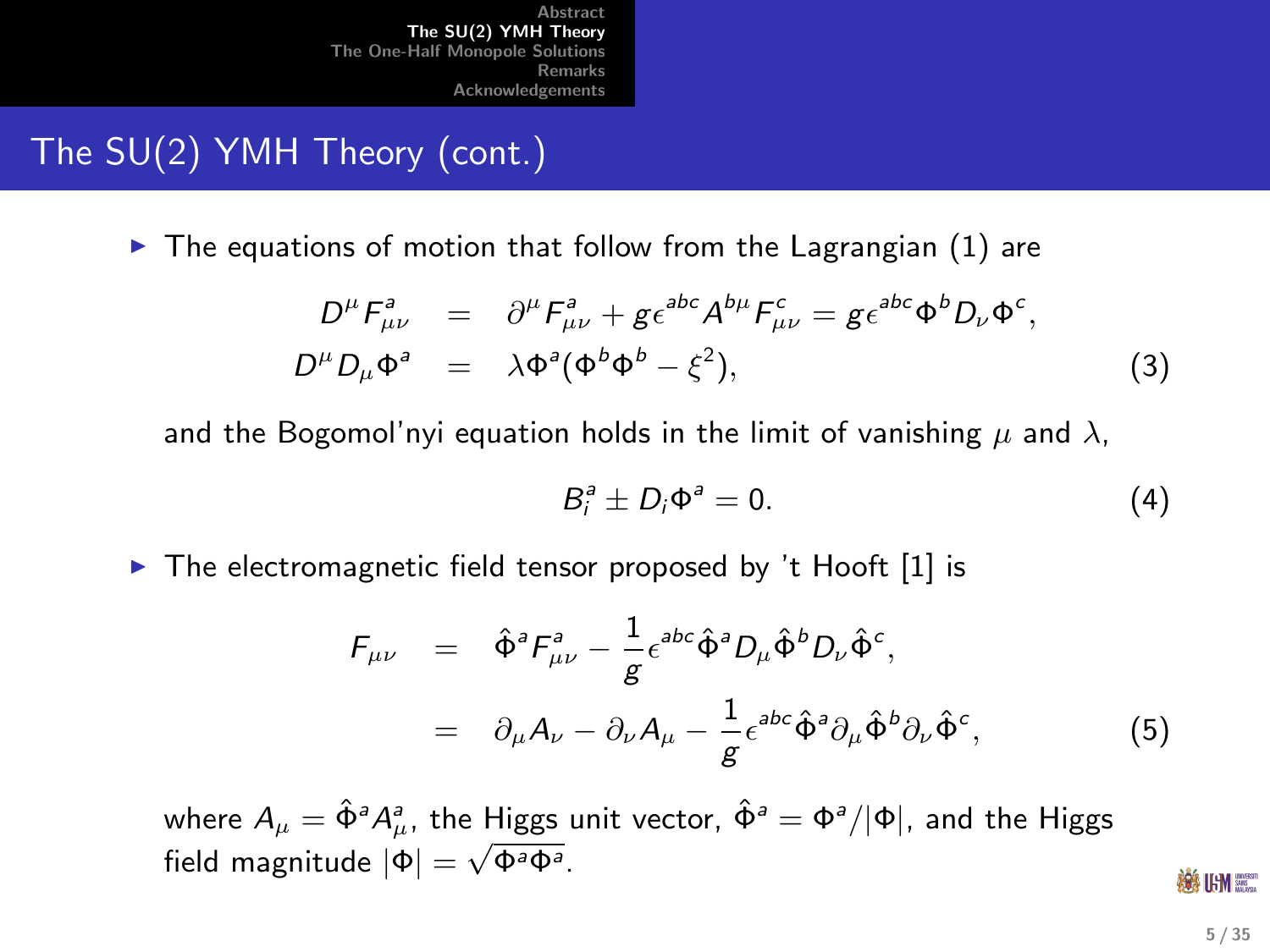# The SU(2) YMH Theory (cont.)

- The equations of motion that follow from the Lagrangian (1) are

$$
\begin{aligned}
D^\mu F^a_{\mu\nu} &= \partial^\mu F^a_{\mu\nu} + g\epsilon^{abc} A^{b\mu} F^c_{\mu\nu} = g\epsilon^{abc} \Phi^b D_\nu \Phi^c, \\
D^\mu D_\mu \Phi^a &= \lambda \Phi^a (\Phi^b \Phi^b - \xi^2),
\end{aligned} \tag{3}
$$

  and the Bogomol'nyi equation holds in the limit of vanishing $\mu$ and $\lambda$,

$$
B^a_i \pm D_i \Phi^a = 0. \tag{4}
$$

- The electromagnetic field tensor proposed by 't Hooft [1] is

$$
\begin{aligned}
F_{\mu\nu} &= \hat{\Phi}^a F^a_{\mu\nu} - \frac{1}{g}\epsilon^{abc} \hat{\Phi}^a D_\mu \hat{\Phi}^b D_\nu \hat{\Phi}^c, \\
&= \partial_\mu A_\nu - \partial_\nu A_\mu - \frac{1}{g}\epsilon^{abc} \hat{\Phi}^a \partial_\mu \hat{\Phi}^b \partial_\nu \hat{\Phi}^c,
\end{aligned} \tag{5}
$$

  where $A_\mu = \hat{\Phi}^a A^a_\mu$, the Higgs unit vector, $\hat{\Phi}^a = \Phi^a/|\Phi|$, and the Higgs field magnitude $|\Phi| = \sqrt{\Phi^a \Phi^a}$.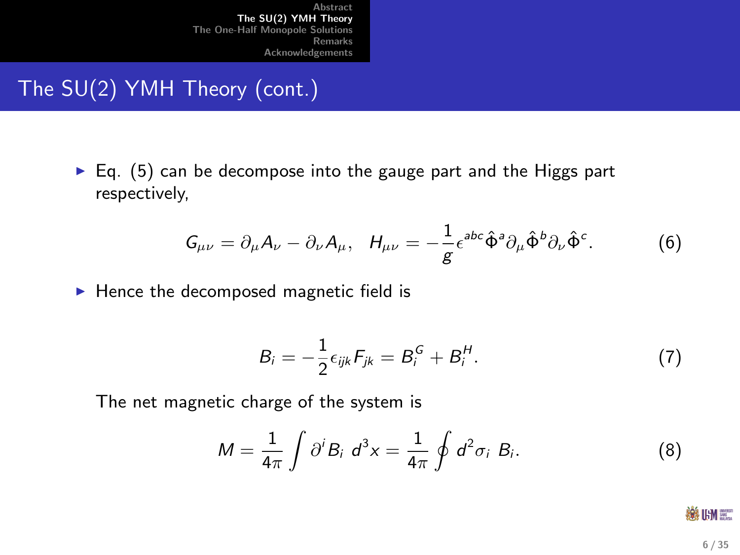## The SU(2) YMH Theory (cont.)

- Eq. (5) can be decompose into the gauge part and the Higgs part respectively,

$$G_{\mu\nu} = \partial_\mu A_\nu - \partial_\nu A_\mu, \quad H_{\mu\nu} = -\frac{1}{g}\epsilon^{abc}\hat{\Phi}^a \partial_\mu \hat{\Phi}^b \partial_\nu \hat{\Phi}^c. \tag{6}$$

- Hence the decomposed magnetic field is

$$B_i = -\frac{1}{2}\epsilon_{ijk}F_{jk} = B_i^G + B_i^H. \tag{7}$$

The net magnetic charge of the system is

$$M = \frac{1}{4\pi}\int \partial^i B_i \; d^3x = \frac{1}{4\pi}\oint d^2\sigma_i \; B_i. \tag{8}$$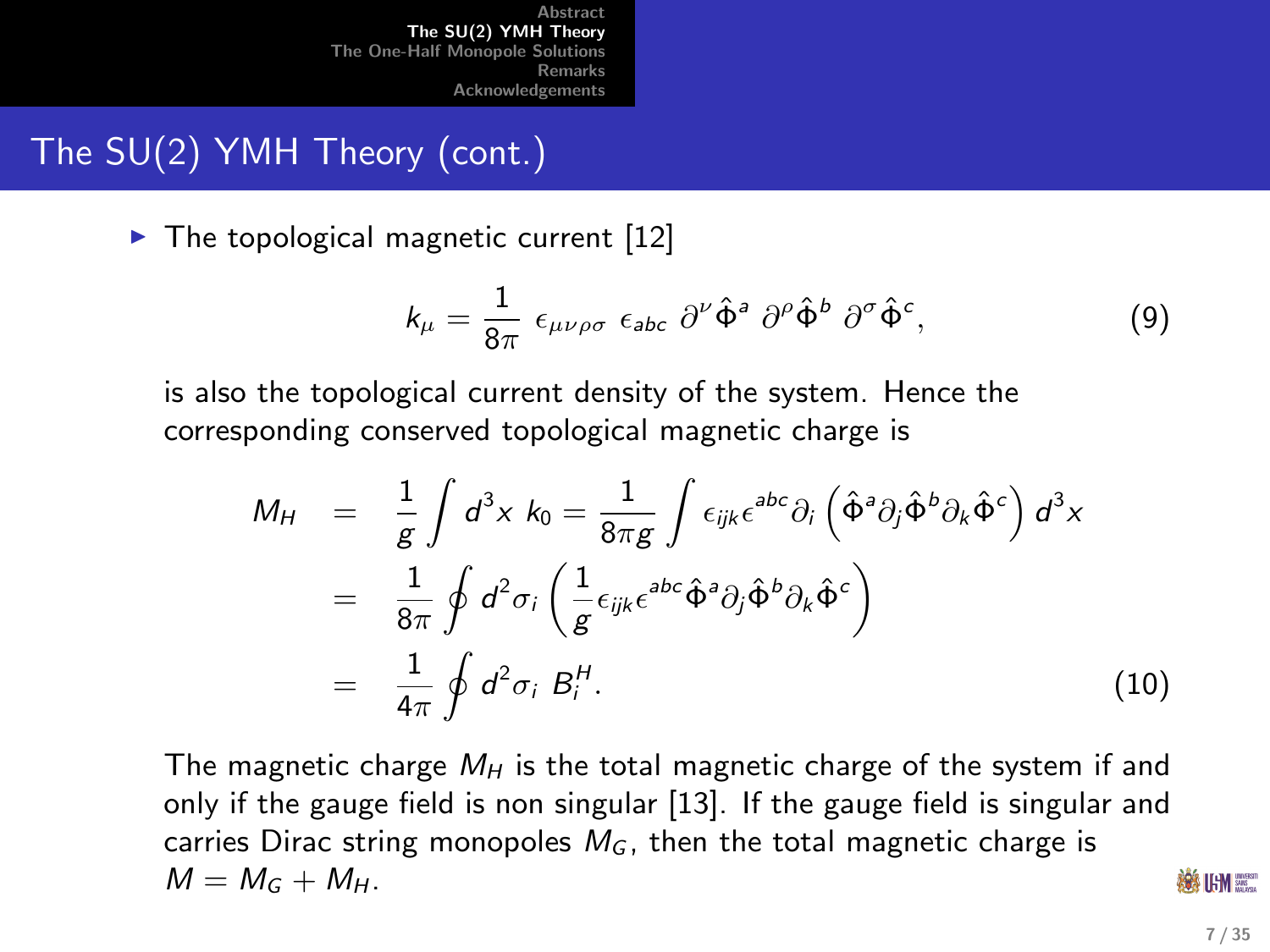## The SU(2) YMH Theory (cont.)

- The topological magnetic current [12]

$$k_\mu = \frac{1}{8\pi}\; \epsilon_{\mu\nu\rho\sigma}\; \epsilon_{abc}\; \partial^\nu \hat{\Phi}^a\; \partial^\rho \hat{\Phi}^b\; \partial^\sigma \hat{\Phi}^c, \tag{9}$$

is also the topological current density of the system. Hence the corresponding conserved topological magnetic charge is

$$\begin{aligned} M_H &= \frac{1}{g}\int d^3x\; k_0 = \frac{1}{8\pi g}\int \epsilon_{ijk}\epsilon^{abc}\partial_i\left(\hat{\Phi}^a\partial_j\hat{\Phi}^b\partial_k\hat{\Phi}^c\right)d^3x \\ &= \frac{1}{8\pi}\oint d^2\sigma_i\left(\frac{1}{g}\epsilon_{ijk}\epsilon^{abc}\hat{\Phi}^a\partial_j\hat{\Phi}^b\partial_k\hat{\Phi}^c\right) \\ &= \frac{1}{4\pi}\oint d^2\sigma_i\; B_i^H. \end{aligned} \tag{10}$$

The magnetic charge $M_H$ is the total magnetic charge of the system if and only if the gauge field is non singular [13]. If the gauge field is singular and carries Dirac string monopoles $M_G$, then the total magnetic charge is $M = M_G + M_H$.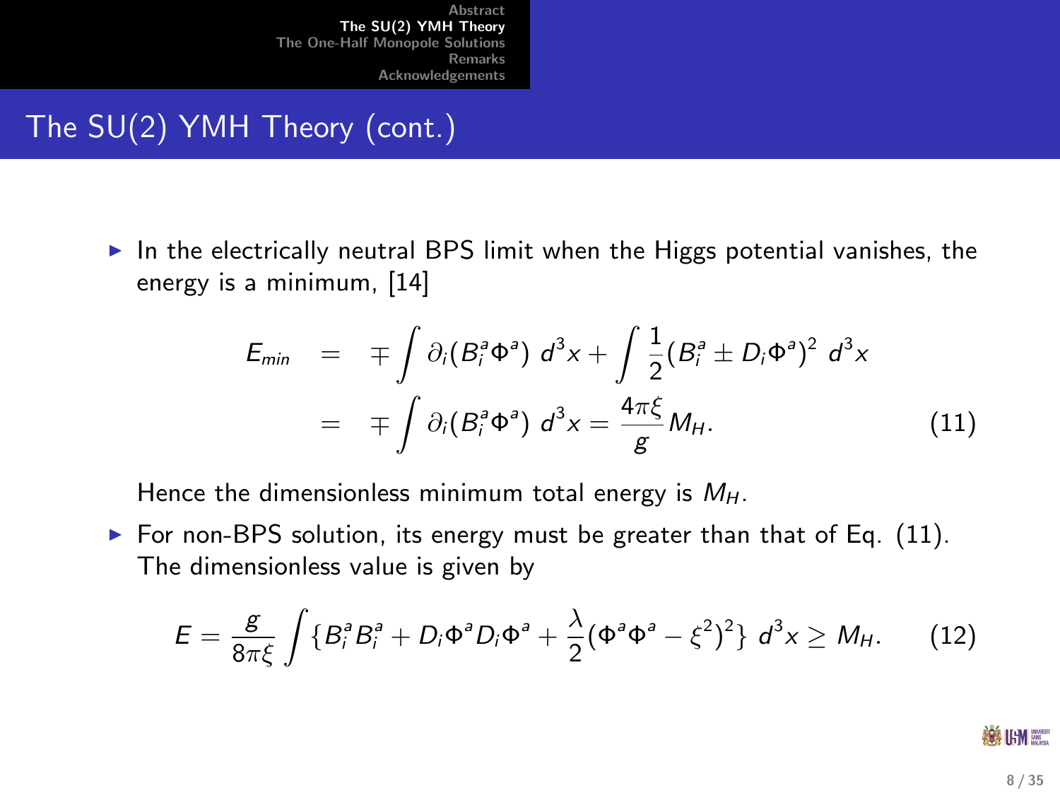## The SU(2) YMH Theory (cont.)

- In the electrically neutral BPS limit when the Higgs potential vanishes, the energy is a minimum, [14]

$$
\begin{aligned}
E_{min} &= \mp \int \partial_i (B_i^a \Phi^a) \; d^3x + \int \frac{1}{2} (B_i^a \pm D_i \Phi^a)^2 \; d^3x \\
&= \mp \int \partial_i (B_i^a \Phi^a) \; d^3x = \frac{4\pi\xi}{g} M_H. \qquad (11)
\end{aligned}
$$

  Hence the dimensionless minimum total energy is $M_H$.

- For non-BPS solution, its energy must be greater than that of Eq. (11). The dimensionless value is given by

$$
E = \frac{g}{8\pi\xi} \int \{ B_i^a B_i^a + D_i \Phi^a D_i \Phi^a + \frac{\lambda}{2} (\Phi^a \Phi^a - \xi^2)^2 \} \; d^3x \geq M_H. \qquad (12)
$$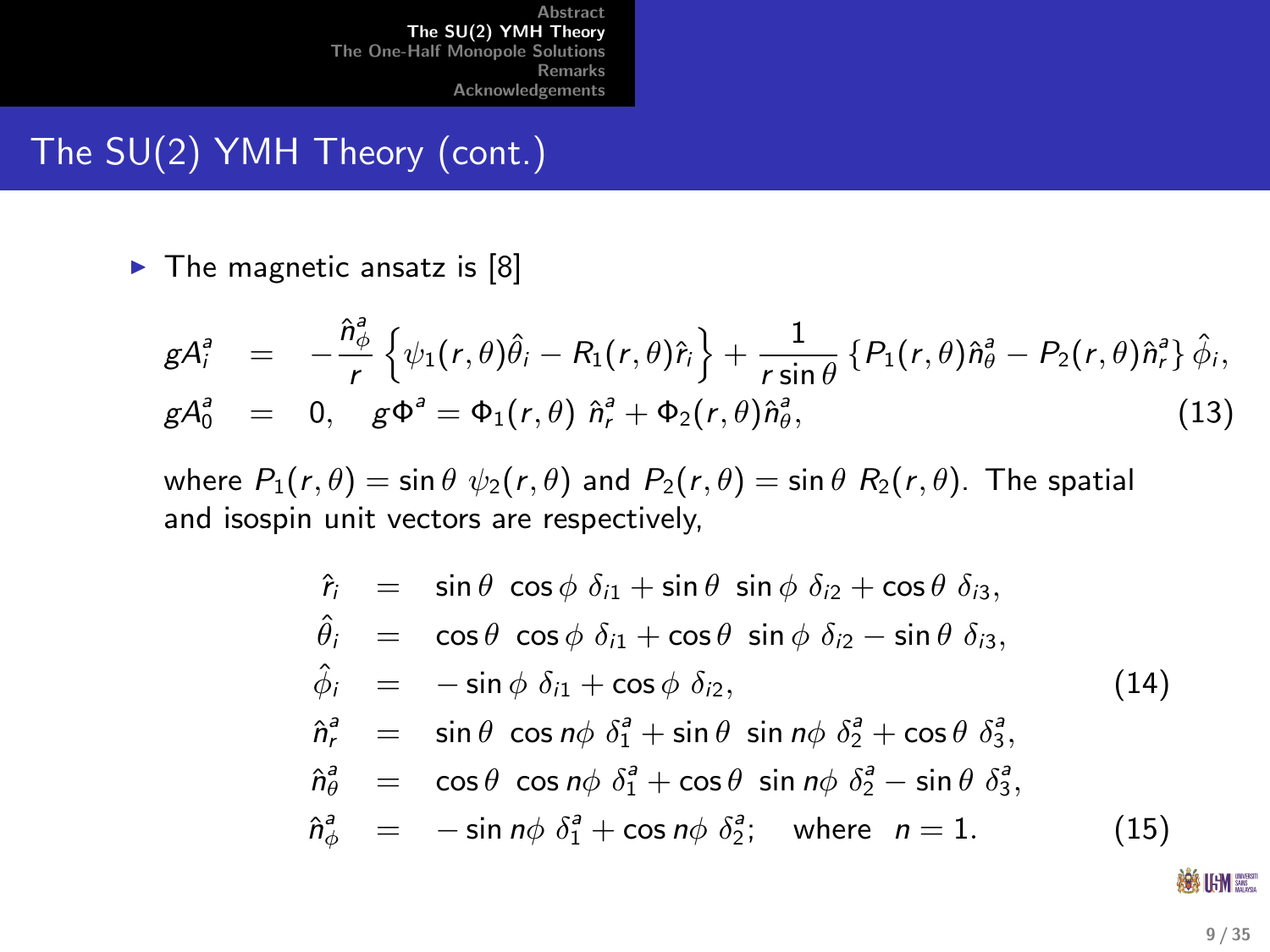## The SU(2) YMH Theory (cont.)

- The magnetic ansatz is [8]

$$
\begin{aligned}
gA_i^a &= -\frac{\hat{n}_\phi^a}{r}\left\{\psi_1(r,\theta)\hat{\theta}_i - R_1(r,\theta)\hat{r}_i\right\} + \frac{1}{r\sin\theta}\left\{P_1(r,\theta)\hat{n}_\theta^a - P_2(r,\theta)\hat{n}_r^a\right\}\hat{\phi}_i,\\
gA_0^a &= 0, \quad g\Phi^a = \Phi_1(r,\theta)\ \hat{n}_r^a + \Phi_2(r,\theta)\hat{n}_\theta^a,
\end{aligned} \tag{13}
$$

where $P_1(r,\theta) = \sin\theta\ \psi_2(r,\theta)$ and $P_2(r,\theta) = \sin\theta\ R_2(r,\theta)$. The spatial and isospin unit vectors are respectively,

$$
\begin{aligned}
\hat{r}_i &= \sin\theta\ \cos\phi\ \delta_{i1} + \sin\theta\ \sin\phi\ \delta_{i2} + \cos\theta\ \delta_{i3},\\
\hat{\theta}_i &= \cos\theta\ \cos\phi\ \delta_{i1} + \cos\theta\ \sin\phi\ \delta_{i2} - \sin\theta\ \delta_{i3},\\
\hat{\phi}_i &= -\sin\phi\ \delta_{i1} + \cos\phi\ \delta_{i2},
\end{aligned} \tag{14}
$$

$$
\begin{aligned}
\hat{n}_r^a &= \sin\theta\ \cos n\phi\ \delta_1^a + \sin\theta\ \sin n\phi\ \delta_2^a + \cos\theta\ \delta_3^a,\\
\hat{n}_\theta^a &= \cos\theta\ \cos n\phi\ \delta_1^a + \cos\theta\ \sin n\phi\ \delta_2^a - \sin\theta\ \delta_3^a,\\
\hat{n}_\phi^a &= -\sin n\phi\ \delta_1^a + \cos n\phi\ \delta_2^a; \quad \text{where} \quad n = 1.
\end{aligned} \tag{15}
$$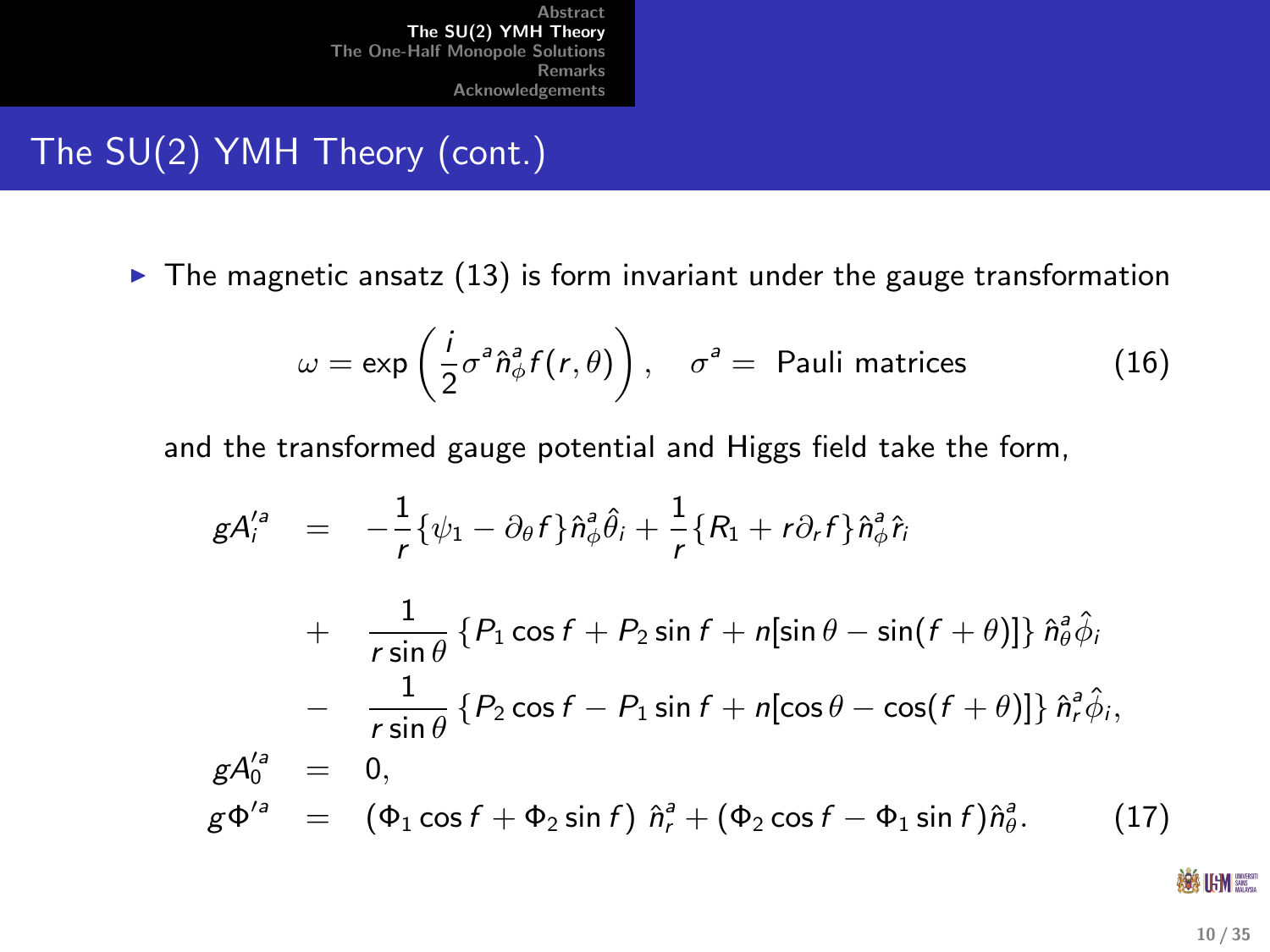# The SU(2) YMH Theory (cont.)

- The magnetic ansatz (13) is form invariant under the gauge transformation

$$\omega = \exp\left(\frac{i}{2}\sigma^a \hat{n}^a_\phi f(r,\theta)\right), \quad \sigma^a = \text{ Pauli matrices} \tag{16}$$

and the transformed gauge potential and Higgs field take the form,

$$
\begin{aligned}
gA'^a_i &= -\frac{1}{r}\{\psi_1 - \partial_\theta f\}\hat{n}^a_\phi \hat{\theta}_i + \frac{1}{r}\{R_1 + r\partial_r f\}\hat{n}^a_\phi \hat{r}_i \\
&+ \frac{1}{r\sin\theta}\left\{P_1 \cos f + P_2 \sin f + n[\sin\theta - \sin(f+\theta)]\right\}\hat{n}^a_\theta \hat{\phi}_i \\
&- \frac{1}{r\sin\theta}\left\{P_2 \cos f - P_1 \sin f + n[\cos\theta - \cos(f+\theta)]\right\}\hat{n}^a_r \hat{\phi}_i, \\
gA'^a_0 &= 0, \\
g\Phi'^a &= (\Phi_1 \cos f + \Phi_2 \sin f)\ \hat{n}^a_r + (\Phi_2 \cos f - \Phi_1 \sin f)\hat{n}^a_\theta.
\end{aligned} \tag{17}
$$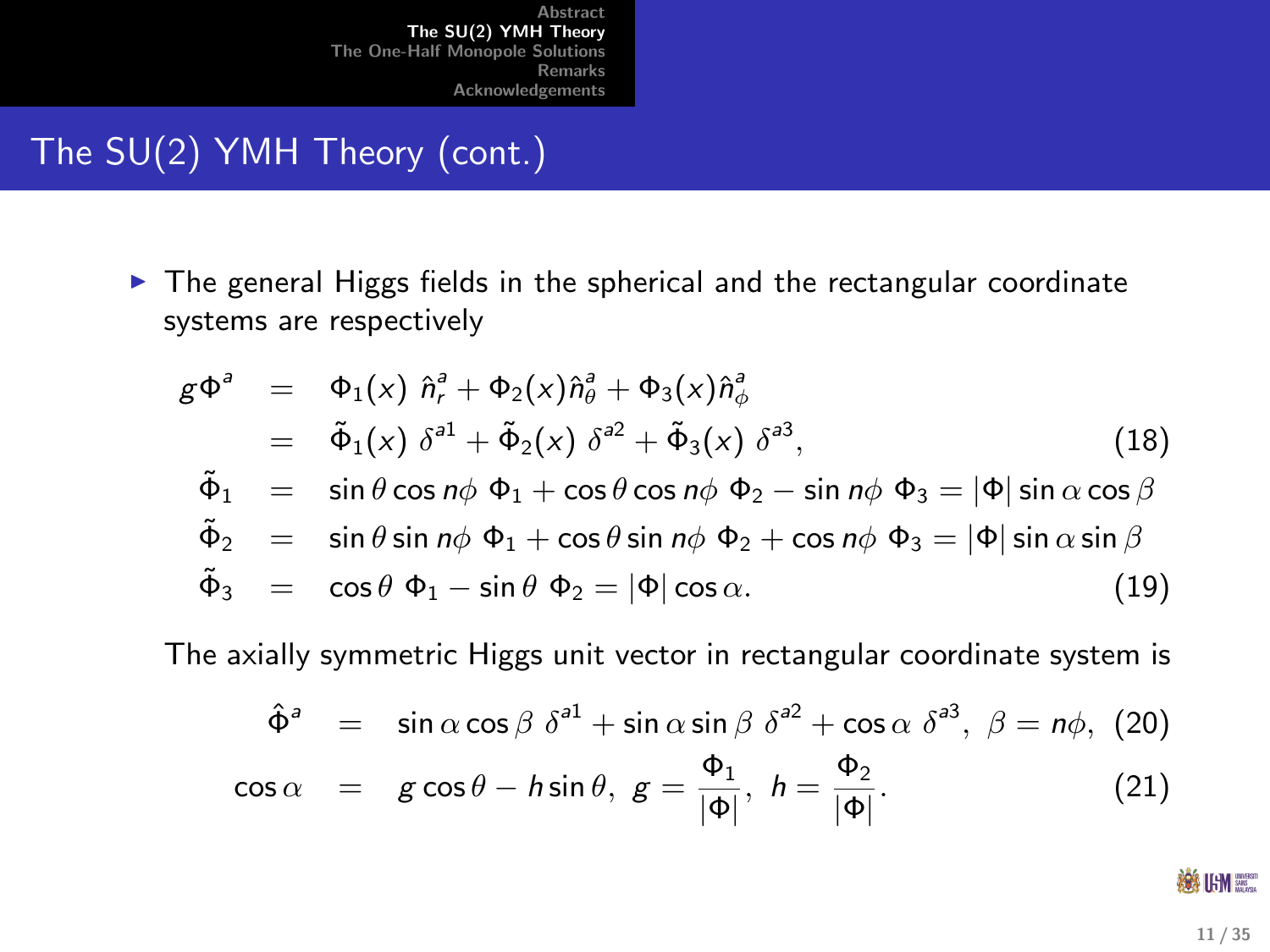## The SU(2) YMH Theory (cont.)

- The general Higgs fields in the spherical and the rectangular coordinate systems are respectively

$$
\begin{aligned}
g\Phi^a &= \Phi_1(x)\ \hat{n}_r^a + \Phi_2(x)\hat{n}_\theta^a + \Phi_3(x)\hat{n}_\phi^a \\
&= \tilde{\Phi}_1(x)\ \delta^{a1} + \tilde{\Phi}_2(x)\ \delta^{a2} + \tilde{\Phi}_3(x)\ \delta^{a3}, \qquad (18)\\
\tilde{\Phi}_1 &= \sin\theta\cos n\phi\ \Phi_1 + \cos\theta\cos n\phi\ \Phi_2 - \sin n\phi\ \Phi_3 = |\Phi|\sin\alpha\cos\beta \\
\tilde{\Phi}_2 &= \sin\theta\sin n\phi\ \Phi_1 + \cos\theta\sin n\phi\ \Phi_2 + \cos n\phi\ \Phi_3 = |\Phi|\sin\alpha\sin\beta \\
\tilde{\Phi}_3 &= \cos\theta\ \Phi_1 - \sin\theta\ \Phi_2 = |\Phi|\cos\alpha. \qquad (19)
\end{aligned}
$$

The axially symmetric Higgs unit vector in rectangular coordinate system is

$$
\begin{aligned}
\hat{\Phi}^a &= \sin\alpha\cos\beta\ \delta^{a1} + \sin\alpha\sin\beta\ \delta^{a2} + \cos\alpha\ \delta^{a3},\ \ \beta = n\phi, \qquad (20)\\
\cos\alpha &= g\cos\theta - h\sin\theta,\ \ g = \frac{\Phi_1}{|\Phi|},\ \ h = \frac{\Phi_2}{|\Phi|}. \qquad (21)
\end{aligned}
$$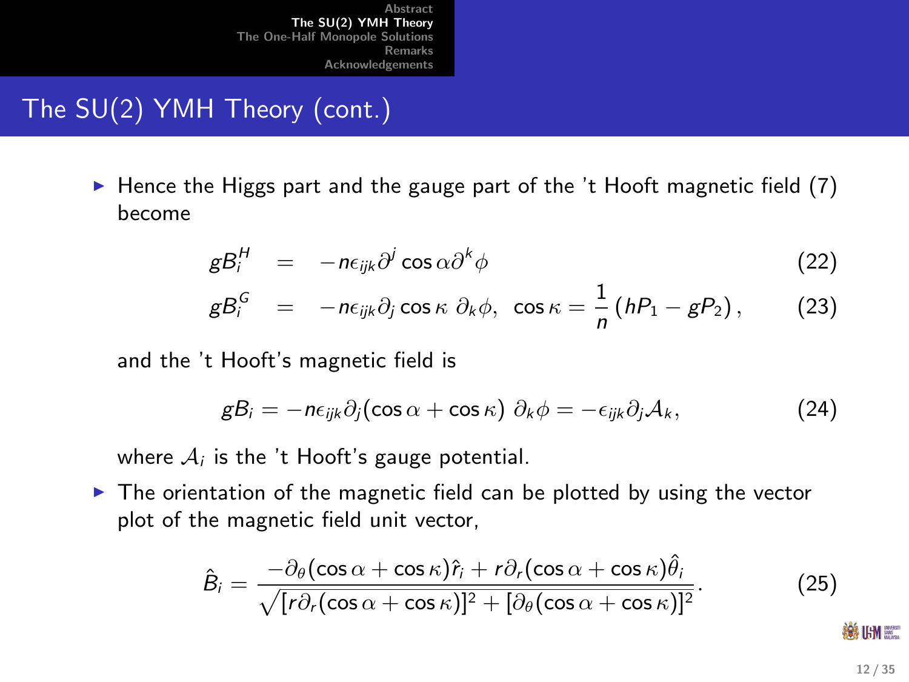## The SU(2) YMH Theory (cont.)

- Hence the Higgs part and the gauge part of the 't Hooft magnetic field (7) become

$$
\begin{aligned}
gB_i^H &= -n\epsilon_{ijk}\partial^j \cos\alpha \partial^k \phi && (22)\\
gB_i^G &= -n\epsilon_{ijk}\partial_j \cos\kappa \; \partial_k \phi, \;\; \cos\kappa = \frac{1}{n}\left(hP_1 - gP_2\right), && (23)
\end{aligned}
$$

and the 't Hooft's magnetic field is

$$
gB_i = -n\epsilon_{ijk}\partial_j(\cos\alpha + \cos\kappa) \; \partial_k\phi = -\epsilon_{ijk}\partial_j \mathcal{A}_k, \tag{24}
$$

where $\mathcal{A}_i$ is the 't Hooft's gauge potential.

- The orientation of the magnetic field can be plotted by using the vector plot of the magnetic field unit vector,

$$
\hat{B}_i = \frac{-\partial_\theta(\cos\alpha + \cos\kappa)\hat{r}_i + r\partial_r(\cos\alpha + \cos\kappa)\hat{\theta}_i}{\sqrt{[r\partial_r(\cos\alpha + \cos\kappa)]^2 + [\partial_\theta(\cos\alpha + \cos\kappa)]^2}}. \tag{25}
$$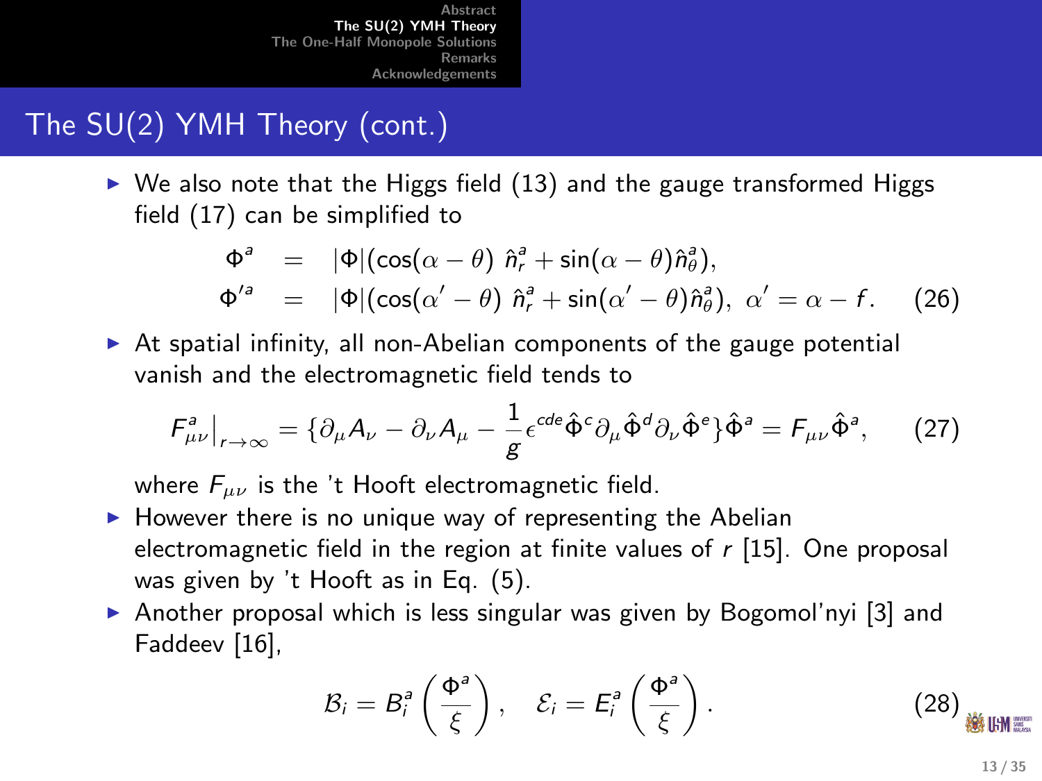# The SU(2) YMH Theory (cont.)

- We also note that the Higgs field (13) and the gauge transformed Higgs field (17) can be simplified to

$$
\begin{aligned}
\Phi^a &= |\Phi|(\cos(\alpha - \theta)\ \hat{n}_r^a + \sin(\alpha - \theta)\hat{n}_\theta^a), \\
\Phi'^a &= |\Phi|(\cos(\alpha' - \theta)\ \hat{n}_r^a + \sin(\alpha' - \theta)\hat{n}_\theta^a),\ \alpha' = \alpha - f. \quad (26)
\end{aligned}
$$

- At spatial infinity, all non-Abelian components of the gauge potential vanish and the electromagnetic field tends to

$$
F^a_{\mu\nu}\Big|_{r\to\infty} = \{\partial_\mu A_\nu - \partial_\nu A_\mu - \frac{1}{g}\epsilon^{cde}\hat{\Phi}^c\partial_\mu\hat{\Phi}^d\partial_\nu\hat{\Phi}^e\}\hat{\Phi}^a = F_{\mu\nu}\hat{\Phi}^a, \quad (27)
$$

  where $F_{\mu\nu}$ is the 't Hooft electromagnetic field.
- However there is no unique way of representing the Abelian electromagnetic field in the region at finite values of $r$ [15]. One proposal was given by 't Hooft as in Eq. (5).
- Another proposal which is less singular was given by Bogomol'nyi [3] and Faddeev [16],

$$
\mathcal{B}_i = B_i^a\left(\frac{\Phi^a}{\xi}\right), \quad \mathcal{E}_i = E_i^a\left(\frac{\Phi^a}{\xi}\right). \quad (28)
$$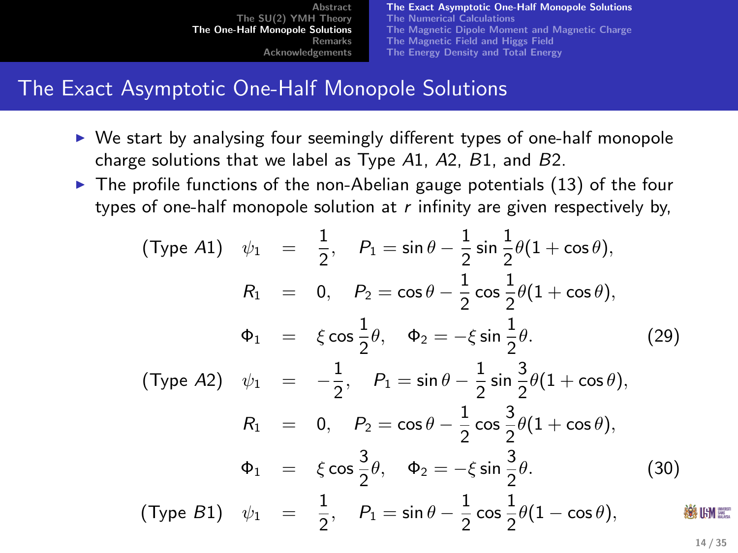## The Exact Asymptotic One-Half Monopole Solutions

- We start by analysing four seemingly different types of one-half monopole charge solutions that we label as Type $A1$, $A2$, $B1$, and $B2$.
- The profile functions of the non-Abelian gauge potentials (13) of the four types of one-half monopole solution at $r$ infinity are given respectively by,

$$
\begin{aligned}
\text{(Type } A1) \quad \psi_1 &= \frac{1}{2}, \quad P_1 = \sin\theta - \frac{1}{2}\sin\frac{1}{2}\theta(1+\cos\theta), \\
R_1 &= 0, \quad P_2 = \cos\theta - \frac{1}{2}\cos\frac{1}{2}\theta(1+\cos\theta), \\
\Phi_1 &= \xi\cos\frac{1}{2}\theta, \quad \Phi_2 = -\xi\sin\frac{1}{2}\theta. \qquad (29)
\end{aligned}
$$

$$
\begin{aligned}
\text{(Type } A2) \quad \psi_1 &= -\frac{1}{2}, \quad P_1 = \sin\theta - \frac{1}{2}\sin\frac{3}{2}\theta(1+\cos\theta), \\
R_1 &= 0, \quad P_2 = \cos\theta - \frac{1}{2}\cos\frac{3}{2}\theta(1+\cos\theta), \\
\Phi_1 &= \xi\cos\frac{3}{2}\theta, \quad \Phi_2 = -\xi\sin\frac{3}{2}\theta. \qquad (30)
\end{aligned}
$$

$$
\text{(Type } B1) \quad \psi_1 = \frac{1}{2}, \quad P_1 = \sin\theta - \frac{1}{2}\cos\frac{1}{2}\theta(1-\cos\theta),
$$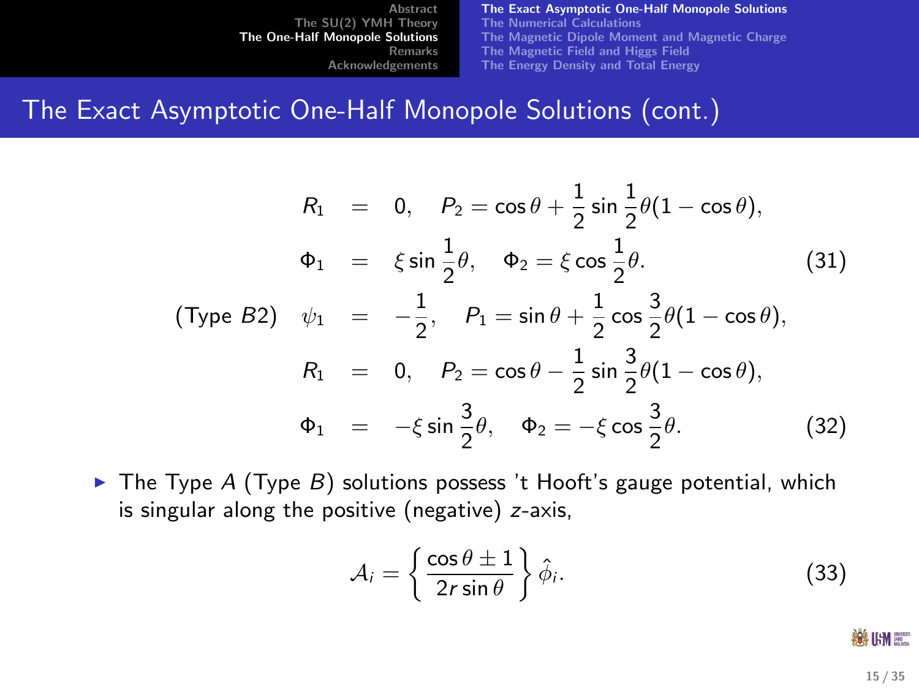## The Exact Asymptotic One-Half Monopole Solutions (cont.)

$$
\begin{aligned}
R_1 &= 0, \quad P_2 = \cos\theta + \frac{1}{2}\sin\frac{1}{2}\theta(1-\cos\theta), \\
\Phi_1 &= \xi\sin\frac{1}{2}\theta, \quad \Phi_2 = \xi\cos\frac{1}{2}\theta. \qquad (31)
\end{aligned}
$$

$$
\begin{aligned}
\text{(Type } B2\text{)} \quad \psi_1 &= -\frac{1}{2}, \quad P_1 = \sin\theta + \frac{1}{2}\cos\frac{3}{2}\theta(1-\cos\theta), \\
R_1 &= 0, \quad P_2 = \cos\theta - \frac{1}{2}\sin\frac{3}{2}\theta(1-\cos\theta), \\
\Phi_1 &= -\xi\sin\frac{3}{2}\theta, \quad \Phi_2 = -\xi\cos\frac{3}{2}\theta. \qquad (32)
\end{aligned}
$$

- The Type $A$ (Type $B$) solutions possess 't Hooft's gauge potential, which is singular along the positive (negative) $z$-axis,

$$
\mathcal{A}_i = \left\{ \frac{\cos\theta \pm 1}{2r\sin\theta} \right\} \hat{\phi}_i. \qquad (33)
$$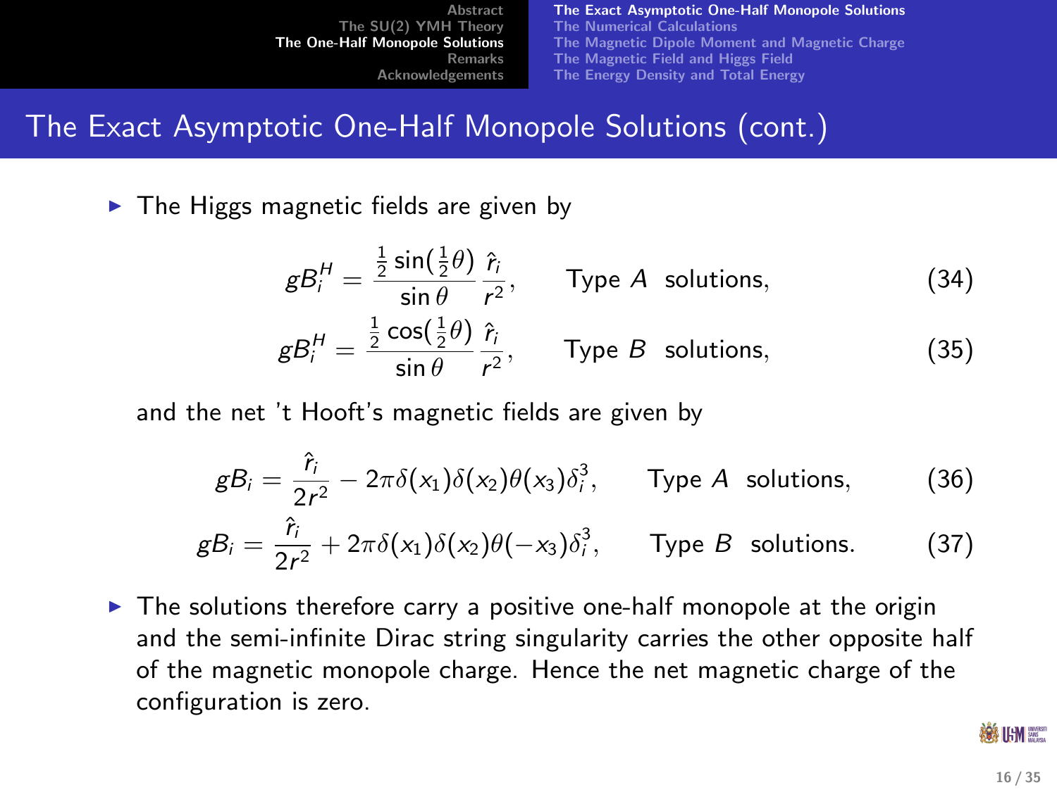## The Exact Asymptotic One-Half Monopole Solutions (cont.)

- The Higgs magnetic fields are given by

$$gB_i^H = \frac{\frac{1}{2}\sin(\frac{1}{2}\theta)}{\sin\theta}\frac{\hat{r}_i}{r^2}, \qquad \text{Type } A \text{ solutions,} \tag{34}$$

$$gB_i^H = \frac{\frac{1}{2}\cos(\frac{1}{2}\theta)}{\sin\theta}\frac{\hat{r}_i}{r^2}, \qquad \text{Type } B \text{ solutions,} \tag{35}$$

  and the net 't Hooft's magnetic fields are given by

$$gB_i = \frac{\hat{r}_i}{2r^2} - 2\pi\delta(x_1)\delta(x_2)\theta(x_3)\delta_i^3, \qquad \text{Type } A \text{ solutions,} \tag{36}$$

$$gB_i = \frac{\hat{r}_i}{2r^2} + 2\pi\delta(x_1)\delta(x_2)\theta(-x_3)\delta_i^3, \qquad \text{Type } B \text{ solutions.} \tag{37}$$

- The solutions therefore carry a positive one-half monopole at the origin and the semi-infinite Dirac string singularity carries the other opposite half of the magnetic monopole charge. Hence the net magnetic charge of the configuration is zero.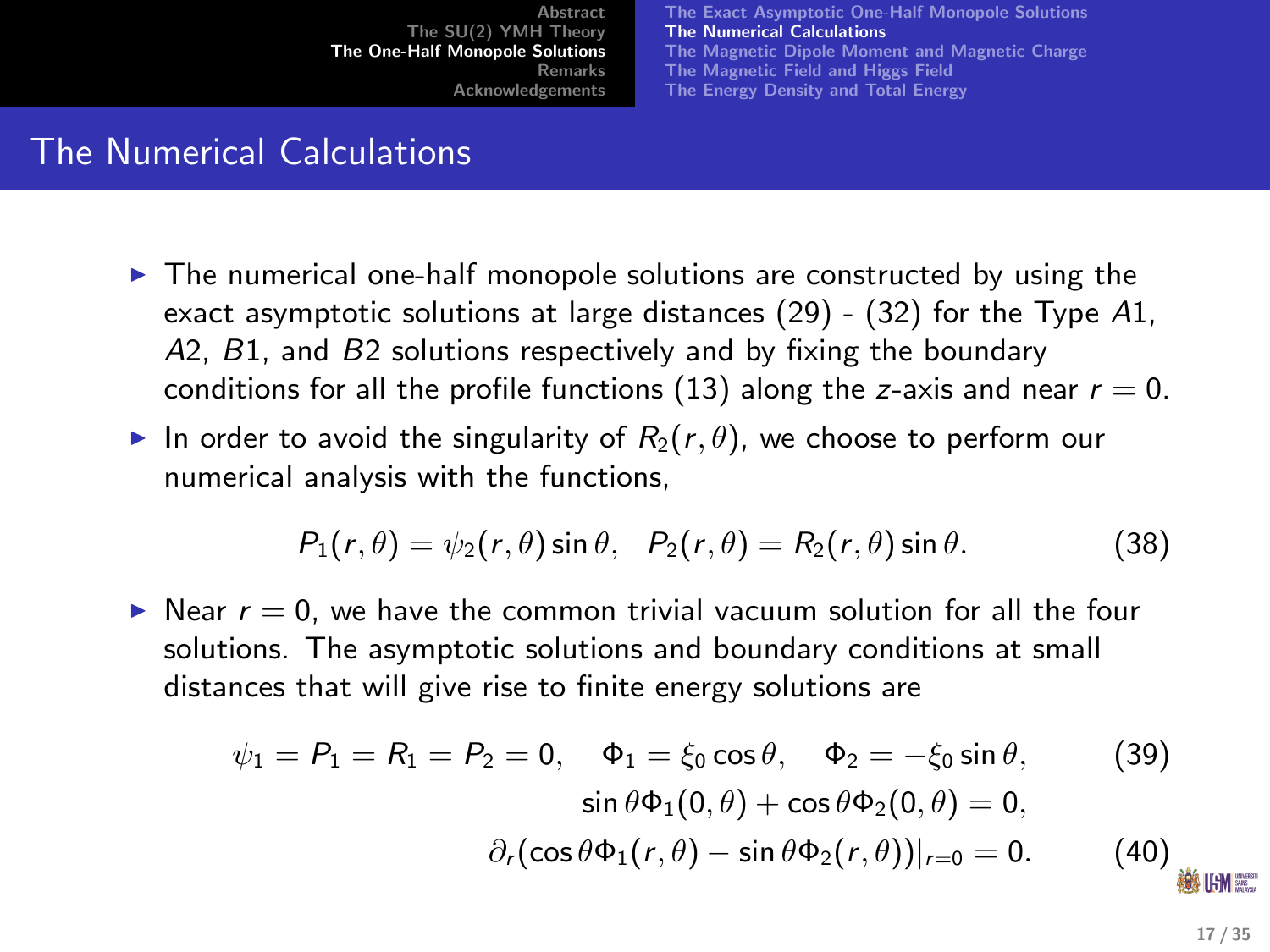# The Numerical Calculations

- The numerical one-half monopole solutions are constructed by using the exact asymptotic solutions at large distances (29) - (32) for the Type $A1$, $A2$, $B1$, and $B2$ solutions respectively and by fixing the boundary conditions for all the profile functions (13) along the $z$-axis and near $r = 0$.
- In order to avoid the singularity of $R_2(r, \theta)$, we choose to perform our numerical analysis with the functions,

$$P_1(r, \theta) = \psi_2(r, \theta) \sin\theta, \quad P_2(r, \theta) = R_2(r, \theta) \sin\theta. \tag{38}$$

- Near $r = 0$, we have the common trivial vacuum solution for all the four solutions. The asymptotic solutions and boundary conditions at small distances that will give rise to finite energy solutions are

$$\psi_1 = P_1 = R_1 = P_2 = 0, \quad \Phi_1 = \xi_0 \cos\theta, \quad \Phi_2 = -\xi_0 \sin\theta, \tag{39}$$

$$\sin\theta \Phi_1(0, \theta) + \cos\theta \Phi_2(0, \theta) = 0,$$

$$\partial_r(\cos\theta \Phi_1(r, \theta) - \sin\theta \Phi_2(r, \theta))|_{r=0} = 0. \tag{40}$$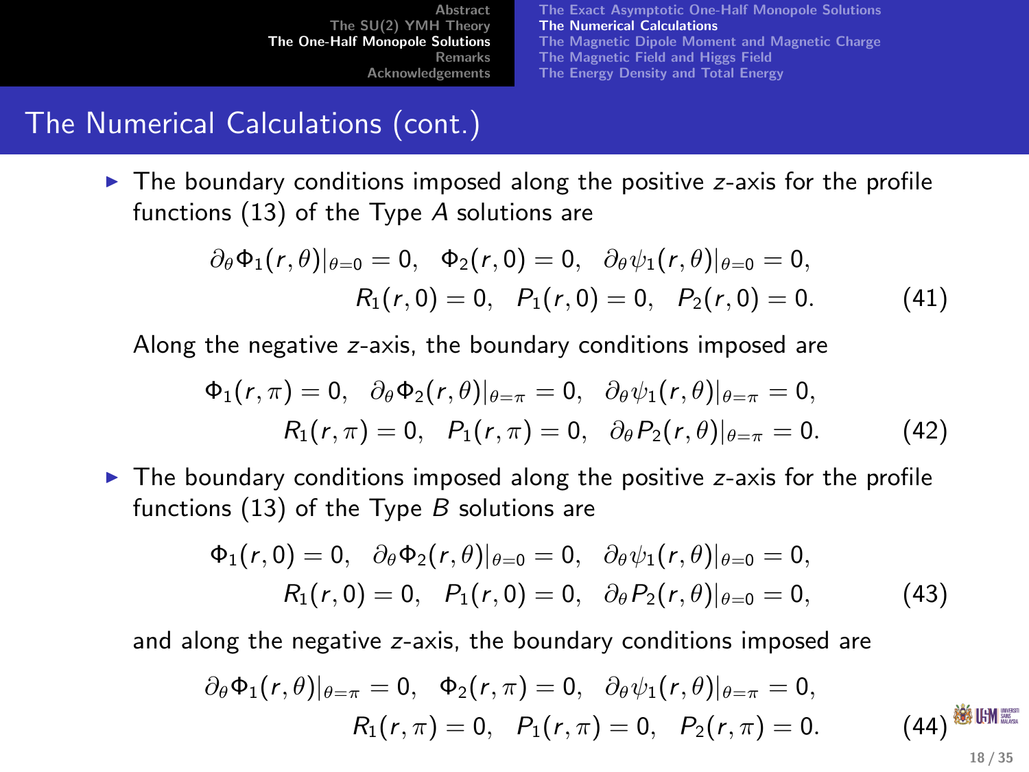## The Numerical Calculations (cont.)

- The boundary conditions imposed along the positive $z$-axis for the profile functions (13) of the Type $A$ solutions are

$$\partial_\theta \Phi_1(r,\theta)|_{\theta=0} = 0, \quad \Phi_2(r,0) = 0, \quad \partial_\theta \psi_1(r,\theta)|_{\theta=0} = 0,$$
$$R_1(r,0) = 0, \quad P_1(r,0) = 0, \quad P_2(r,0) = 0. \tag{41}$$

Along the negative $z$-axis, the boundary conditions imposed are

$$\Phi_1(r,\pi) = 0, \quad \partial_\theta \Phi_2(r,\theta)|_{\theta=\pi} = 0, \quad \partial_\theta \psi_1(r,\theta)|_{\theta=\pi} = 0,$$
$$R_1(r,\pi) = 0, \quad P_1(r,\pi) = 0, \quad \partial_\theta P_2(r,\theta)|_{\theta=\pi} = 0. \tag{42}$$

- The boundary conditions imposed along the positive $z$-axis for the profile functions (13) of the Type $B$ solutions are

$$\Phi_1(r,0) = 0, \quad \partial_\theta \Phi_2(r,\theta)|_{\theta=0} = 0, \quad \partial_\theta \psi_1(r,\theta)|_{\theta=0} = 0,$$
$$R_1(r,0) = 0, \quad P_1(r,0) = 0, \quad \partial_\theta P_2(r,\theta)|_{\theta=0} = 0, \tag{43}$$

and along the negative $z$-axis, the boundary conditions imposed are

$$\partial_\theta \Phi_1(r,\theta)|_{\theta=\pi} = 0, \quad \Phi_2(r,\pi) = 0, \quad \partial_\theta \psi_1(r,\theta)|_{\theta=\pi} = 0,$$
$$R_1(r,\pi) = 0, \quad P_1(r,\pi) = 0, \quad P_2(r,\pi) = 0. \tag{44}$$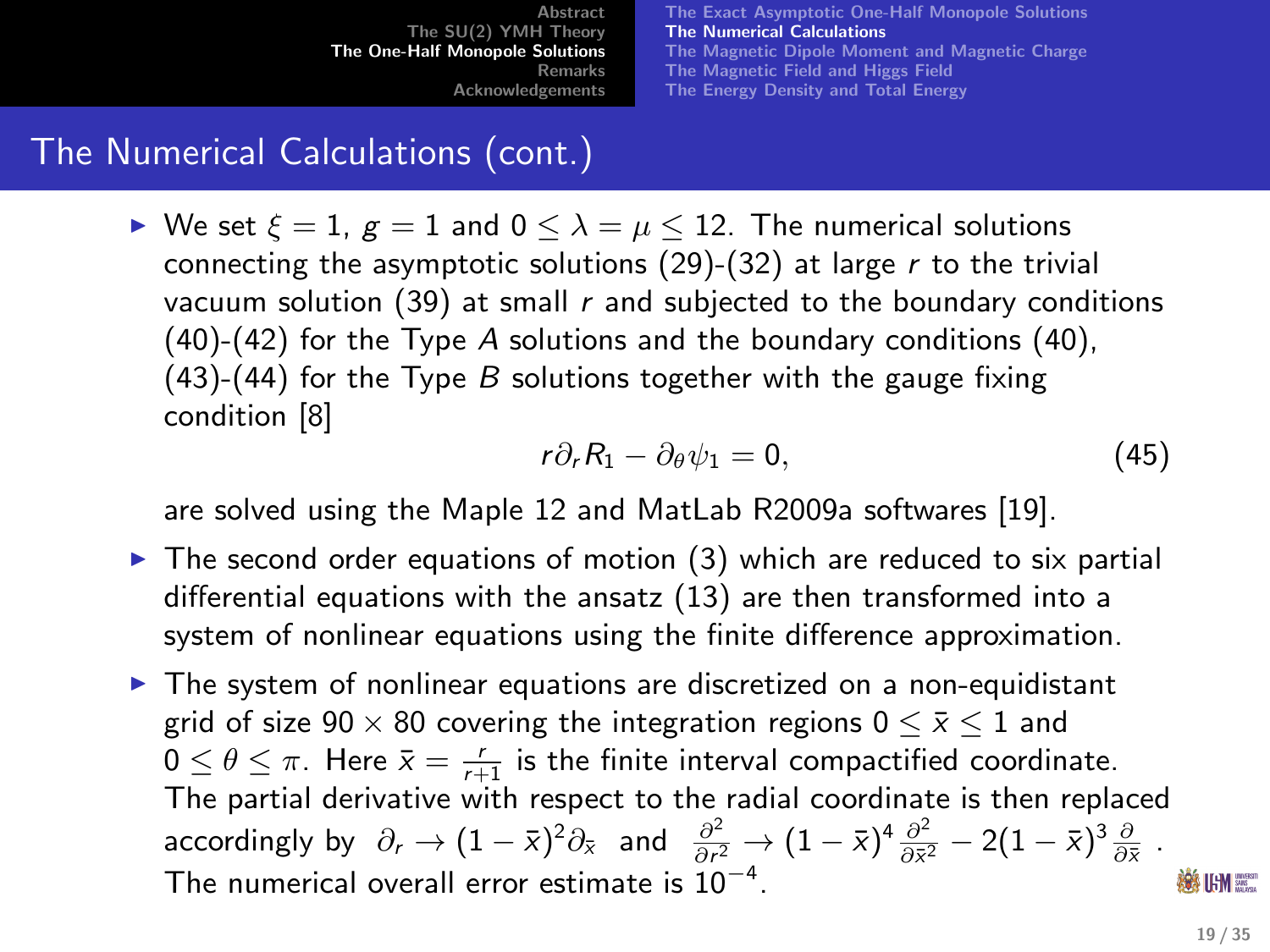## The Numerical Calculations (cont.)

- We set $\xi = 1$, $g = 1$ and $0 \leq \lambda = \mu \leq 12$. The numerical solutions connecting the asymptotic solutions (29)-(32) at large $r$ to the trivial vacuum solution (39) at small $r$ and subjected to the boundary conditions (40)-(42) for the Type $A$ solutions and the boundary conditions (40), (43)-(44) for the Type $B$ solutions together with the gauge fixing condition [8]

$$r\partial_r R_1 - \partial_\theta \psi_1 = 0, \tag{45}$$

  are solved using the Maple 12 and MatLab R2009a softwares [19].

- The second order equations of motion (3) which are reduced to six partial differential equations with the ansatz (13) are then transformed into a system of nonlinear equations using the finite difference approximation.

- The system of nonlinear equations are discretized on a non-equidistant grid of size $90 \times 80$ covering the integration regions $0 \leq \bar{x} \leq 1$ and $0 \leq \theta \leq \pi$. Here $\bar{x} = \frac{r}{r+1}$ is the finite interval compactified coordinate. The partial derivative with respect to the radial coordinate is then replaced accordingly by $\partial_r \to (1-\bar{x})^2 \partial_{\bar{x}}$ and $\frac{\partial^2}{\partial r^2} \to (1-\bar{x})^4 \frac{\partial^2}{\partial \bar{x}^2} - 2(1-\bar{x})^3 \frac{\partial}{\partial \bar{x}}$. The numerical overall error estimate is $10^{-4}$.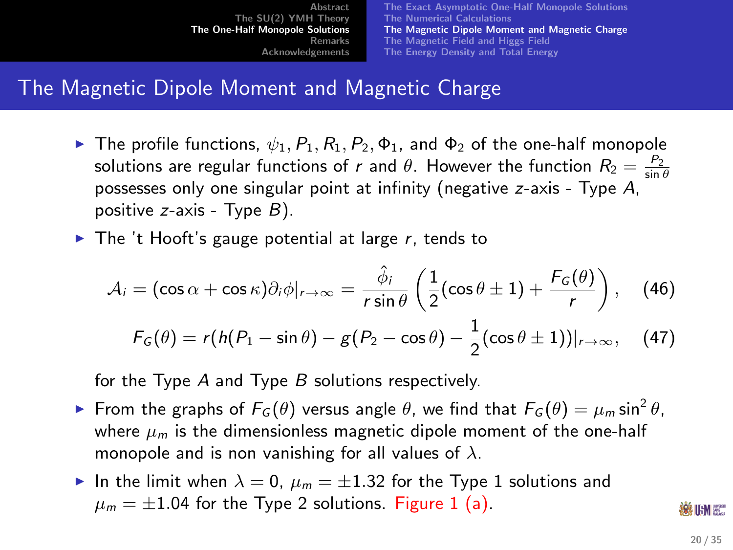# The Magnetic Dipole Moment and Magnetic Charge

- The profile functions, $\psi_1, P_1, R_1, P_2, \Phi_1$, and $\Phi_2$ of the one-half monopole solutions are regular functions of $r$ and $\theta$. However the function $R_2 = \frac{P_2}{\sin\theta}$ possesses only one singular point at infinity (negative $z$-axis - Type $A$, positive $z$-axis - Type $B$).
- The 't Hooft's gauge potential at large $r$, tends to

$$\mathcal{A}_i = (\cos\alpha + \cos\kappa)\partial_i\phi|_{r\to\infty} = \frac{\hat{\phi}_i}{r\sin\theta}\left(\frac{1}{2}(\cos\theta \pm 1) + \frac{F_G(\theta)}{r}\right), \quad (46)$$

$$F_G(\theta) = r(h(P_1 - \sin\theta) - g(P_2 - \cos\theta) - \frac{1}{2}(\cos\theta \pm 1))|_{r\to\infty}, \quad (47)$$

  for the Type $A$ and Type $B$ solutions respectively.
- From the graphs of $F_G(\theta)$ versus angle $\theta$, we find that $F_G(\theta) = \mu_m \sin^2\theta$, where $\mu_m$ is the dimensionless magnetic dipole moment of the one-half monopole and is non vanishing for all values of $\lambda$.
- In the limit when $\lambda = 0$, $\mu_m = \pm 1.32$ for the Type 1 solutions and $\mu_m = \pm 1.04$ for the Type 2 solutions. Figure 1 (a).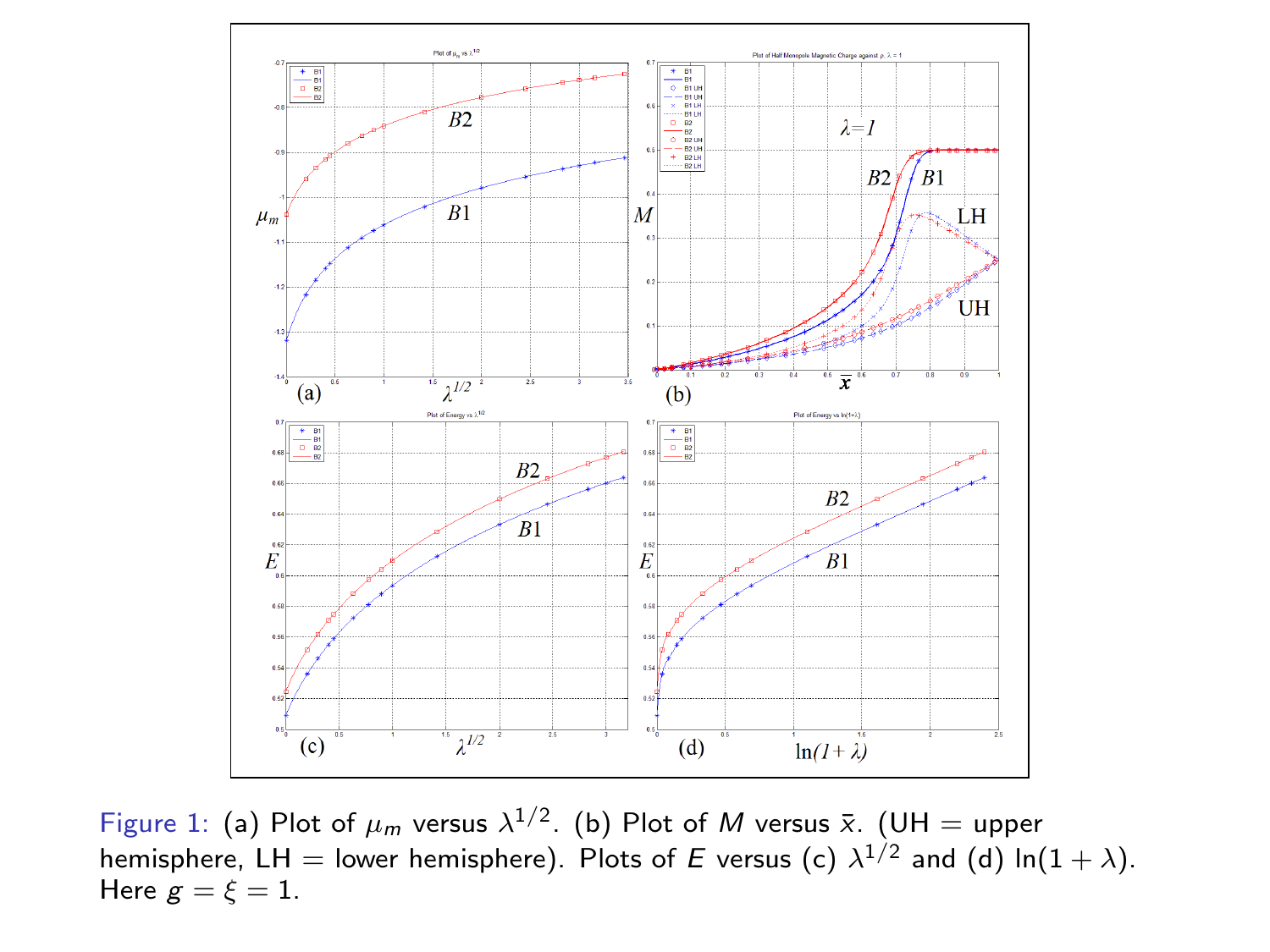Figure 1: (a) Plot of $\mu_m$ versus $\lambda^{1/2}$. (b) Plot of $M$ versus $\bar{x}$. (UH = upper hemisphere, LH = lower hemisphere). Plots of $E$ versus (c) $\lambda^{1/2}$ and (d) $\ln(1+\lambda)$. Here $g = \xi = 1$.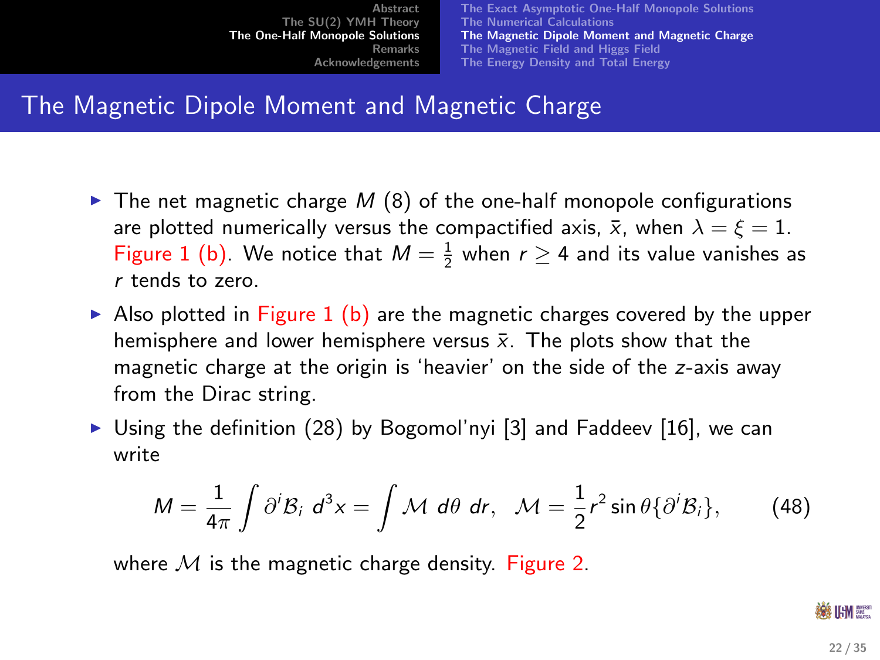# The Magnetic Dipole Moment and Magnetic Charge

- The net magnetic charge $M$ (8) of the one-half monopole configurations are plotted numerically versus the compactified axis, $\bar{x}$, when $\lambda = \xi = 1$. Figure 1 (b). We notice that $M = \frac{1}{2}$ when $r \geq 4$ and its value vanishes as $r$ tends to zero.
- Also plotted in Figure 1 (b) are the magnetic charges covered by the upper hemisphere and lower hemisphere versus $\bar{x}$. The plots show that the magnetic charge at the origin is 'heavier' on the side of the $z$-axis away from the Dirac string.
- Using the definition (28) by Bogomol'nyi [3] and Faddeev [16], we can write

$$M = \frac{1}{4\pi} \int \partial^i \mathcal{B}_i \; d^3x = \int \mathcal{M} \; d\theta \; dr, \quad \mathcal{M} = \frac{1}{2} r^2 \sin\theta \{\partial^i \mathcal{B}_i\}, \qquad (48)$$

  where $\mathcal{M}$ is the magnetic charge density. Figure 2.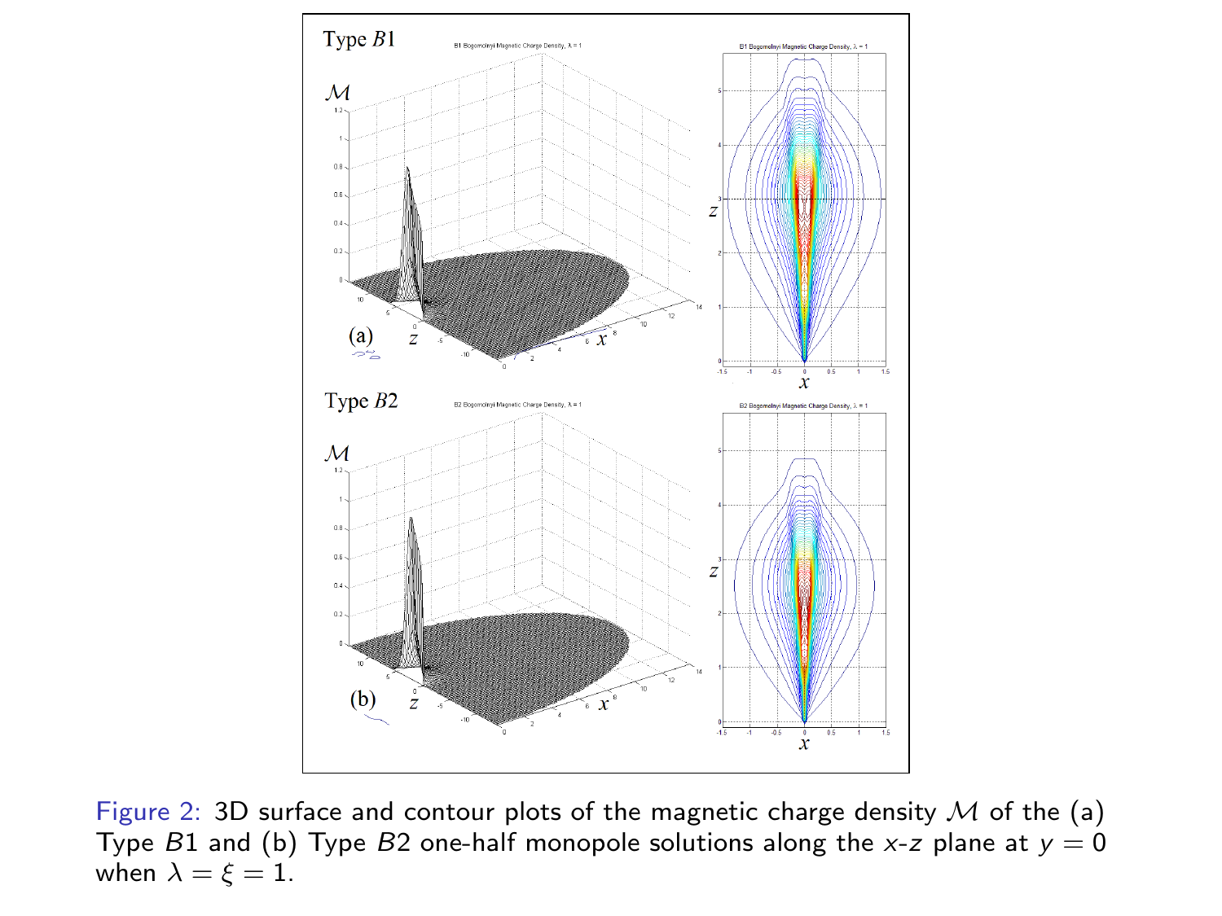Figure 2: 3D surface and contour plots of the magnetic charge density $\mathcal{M}$ of the (a) Type $B1$ and (b) Type $B2$ one-half monopole solutions along the $x$-$z$ plane at $y = 0$ when $\lambda = \xi = 1$.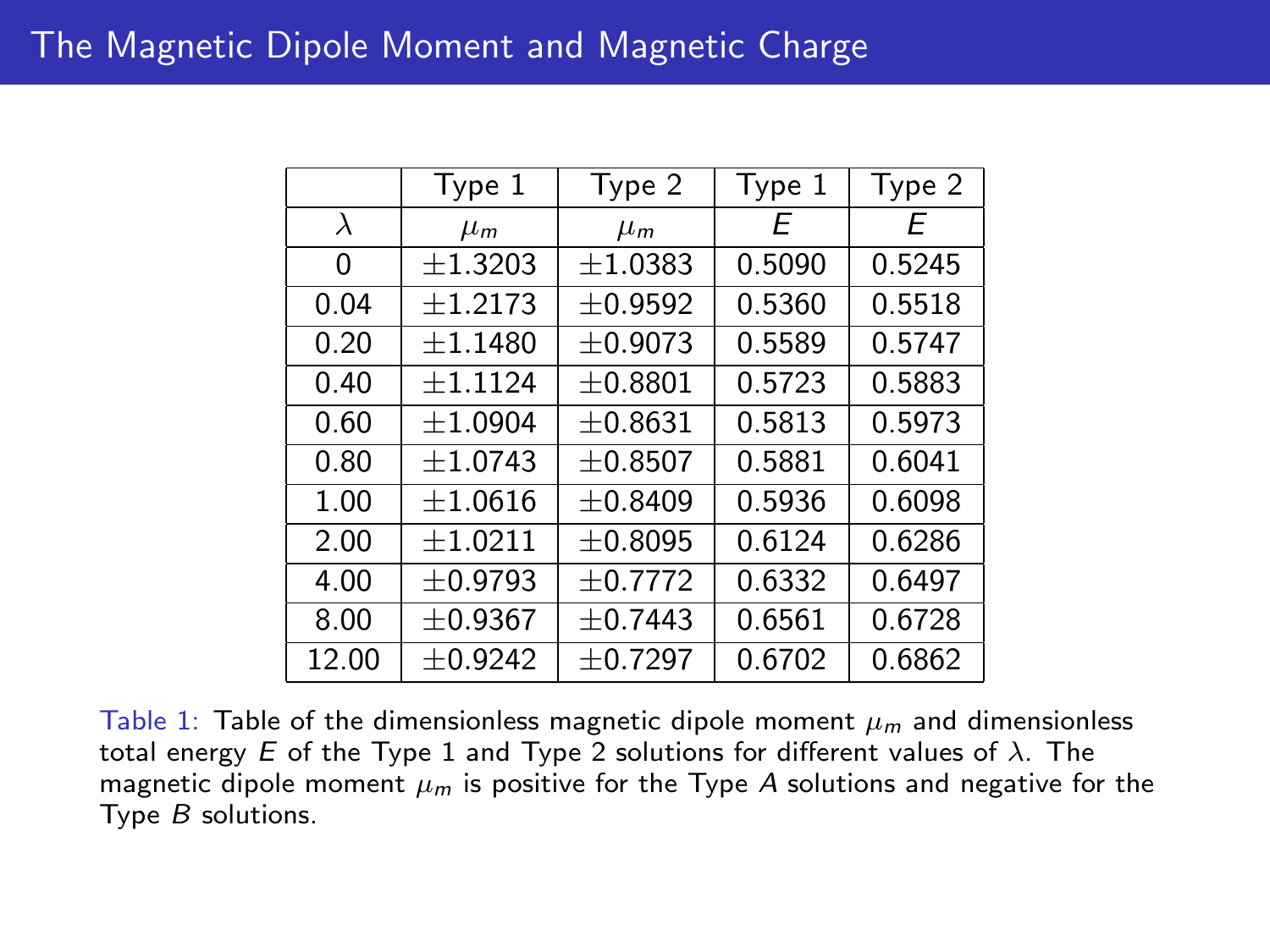# The Magnetic Dipole Moment and Magnetic Charge

| | Type 1 | Type 2 | Type 1 | Type 2 |
|---|---|---|---|---|
| $\lambda$ | $\mu_m$ | $\mu_m$ | $E$ | $E$ |
| 0 | $\pm 1.3203$ | $\pm 1.0383$ | 0.5090 | 0.5245 |
| 0.04 | $\pm 1.2173$ | $\pm 0.9592$ | 0.5360 | 0.5518 |
| 0.20 | $\pm 1.1480$ | $\pm 0.9073$ | 0.5589 | 0.5747 |
| 0.40 | $\pm 1.1124$ | $\pm 0.8801$ | 0.5723 | 0.5883 |
| 0.60 | $\pm 1.0904$ | $\pm 0.8631$ | 0.5813 | 0.5973 |
| 0.80 | $\pm 1.0743$ | $\pm 0.8507$ | 0.5881 | 0.6041 |
| 1.00 | $\pm 1.0616$ | $\pm 0.8409$ | 0.5936 | 0.6098 |
| 2.00 | $\pm 1.0211$ | $\pm 0.8095$ | 0.6124 | 0.6286 |
| 4.00 | $\pm 0.9793$ | $\pm 0.7772$ | 0.6332 | 0.6497 |
| 8.00 | $\pm 0.9367$ | $\pm 0.7443$ | 0.6561 | 0.6728 |
| 12.00 | $\pm 0.9242$ | $\pm 0.7297$ | 0.6702 | 0.6862 |

Table 1: Table of the dimensionless magnetic dipole moment $\mu_m$ and dimensionless total energy $E$ of the Type 1 and Type 2 solutions for different values of $\lambda$. The magnetic dipole moment $\mu_m$ is positive for the Type $A$ solutions and negative for the Type $B$ solutions.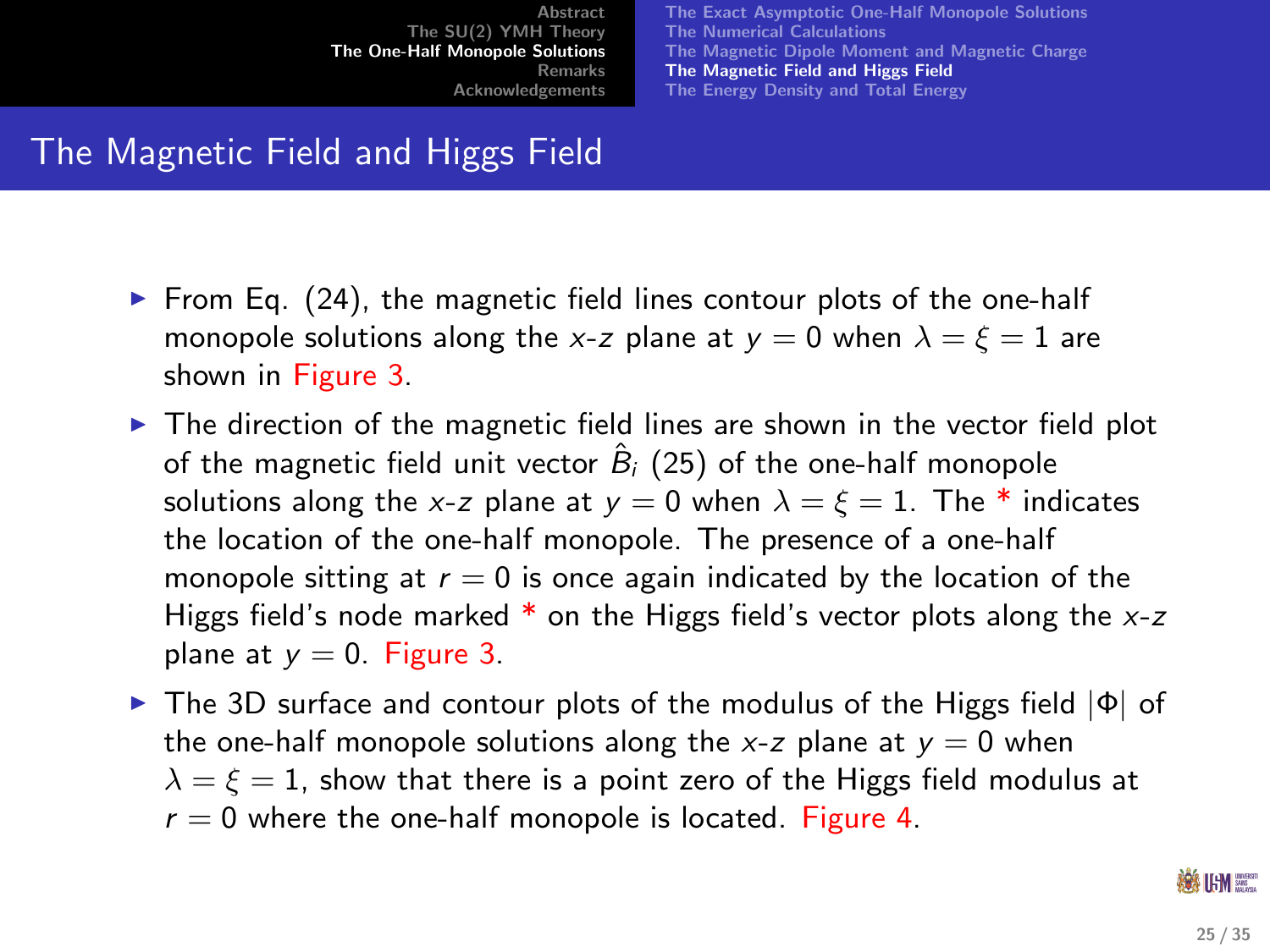## The Magnetic Field and Higgs Field

- From Eq. (24), the magnetic field lines contour plots of the one-half monopole solutions along the $x$-$z$ plane at $y = 0$ when $\lambda = \xi = 1$ are shown in Figure 3.
- The direction of the magnetic field lines are shown in the vector field plot of the magnetic field unit vector $\hat{B}_i$ (25) of the one-half monopole solutions along the $x$-$z$ plane at $y = 0$ when $\lambda = \xi = 1$. The * indicates the location of the one-half monopole. The presence of a one-half monopole sitting at $r = 0$ is once again indicated by the location of the Higgs field's node marked * on the Higgs field's vector plots along the $x$-$z$ plane at $y = 0$. Figure 3.
- The 3D surface and contour plots of the modulus of the Higgs field $|\Phi|$ of the one-half monopole solutions along the $x$-$z$ plane at $y = 0$ when $\lambda = \xi = 1$, show that there is a point zero of the Higgs field modulus at $r = 0$ where the one-half monopole is located. Figure 4.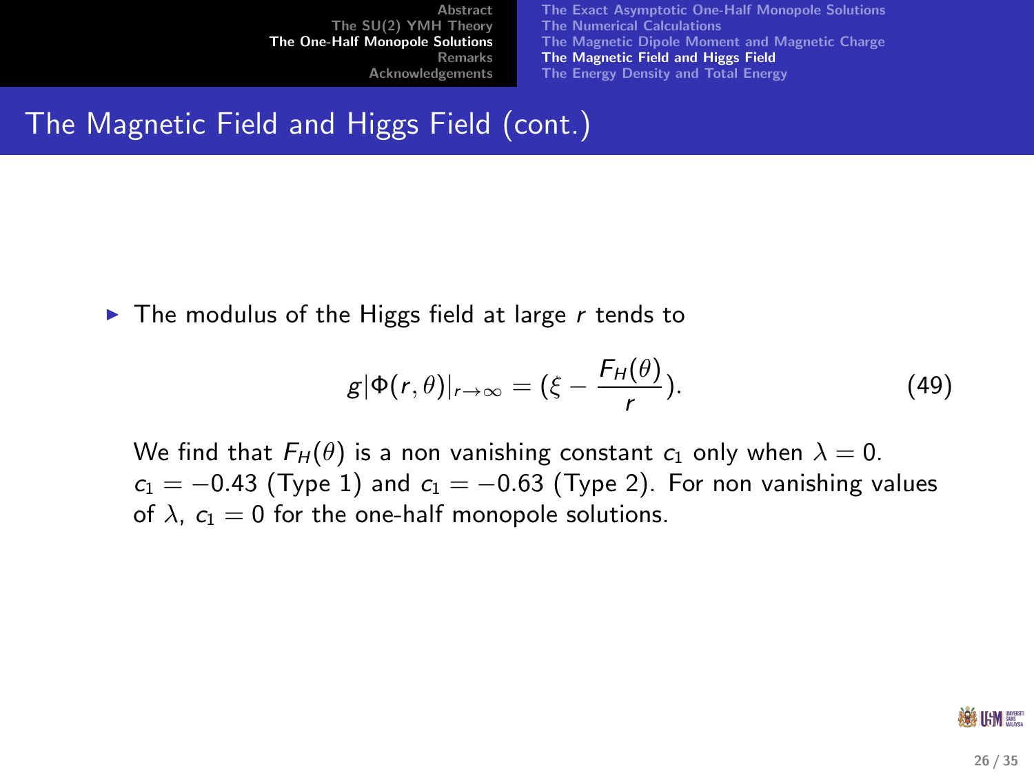## The Magnetic Field and Higgs Field (cont.)

- The modulus of the Higgs field at large $r$ tends to

$$g|\Phi(r,\theta)|_{r\to\infty} = (\xi - \frac{F_H(\theta)}{r}). \tag{49}$$

We find that $F_H(\theta)$ is a non vanishing constant $c_1$ only when $\lambda = 0$. $c_1 = -0.43$ (Type 1) and $c_1 = -0.63$ (Type 2). For non vanishing values of $\lambda$, $c_1 = 0$ for the one-half monopole solutions.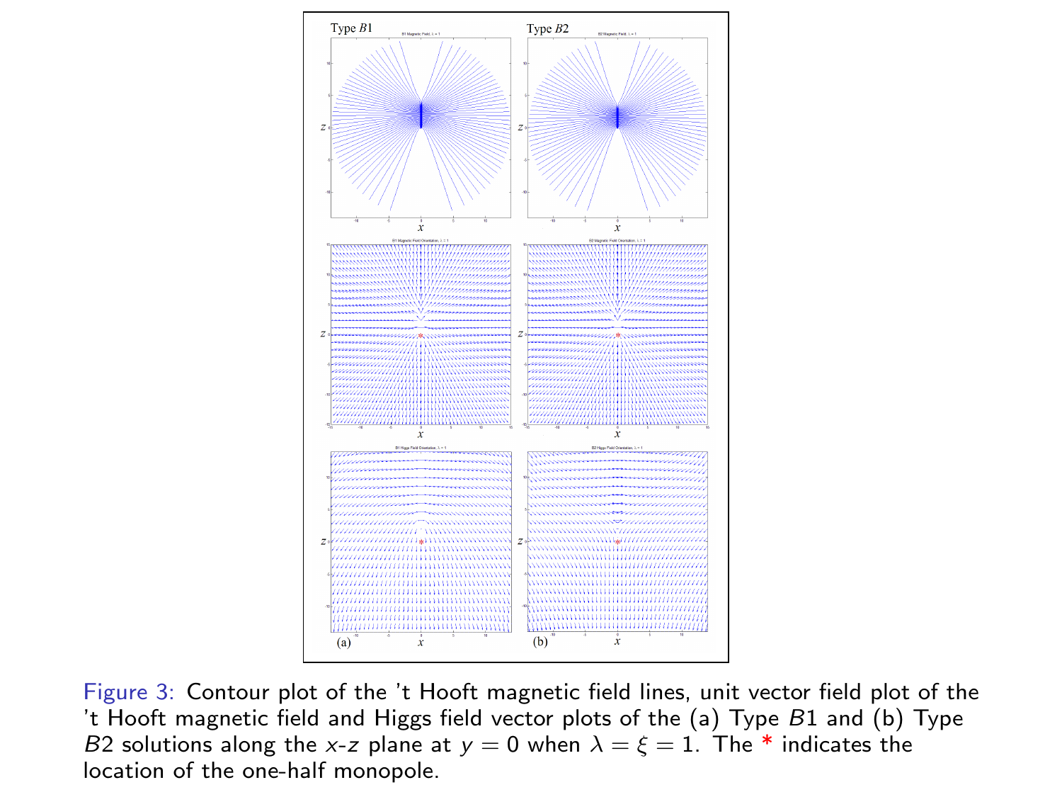Figure 3: Contour plot of the 't Hooft magnetic field lines, unit vector field plot of the 't Hooft magnetic field and Higgs field vector plots of the (a) Type $B1$ and (b) Type $B2$ solutions along the $x$-$z$ plane at $y = 0$ when $\lambda = \xi = 1$. The * indicates the location of the one-half monopole.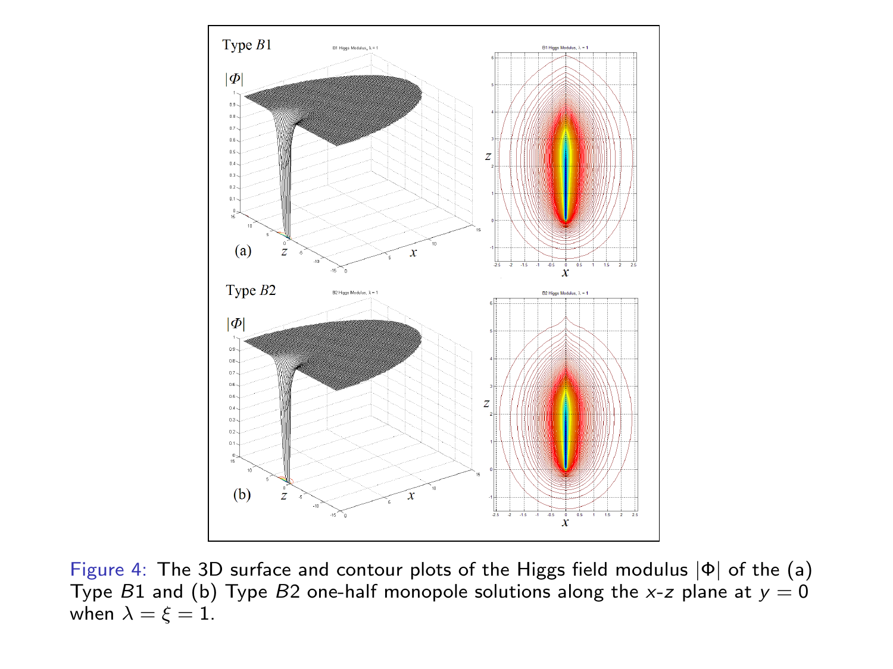Figure 4: The 3D surface and contour plots of the Higgs field modulus $|\Phi|$ of the (a) Type $B1$ and (b) Type $B2$ one-half monopole solutions along the $x$-$z$ plane at $y = 0$ when $\lambda = \xi = 1$.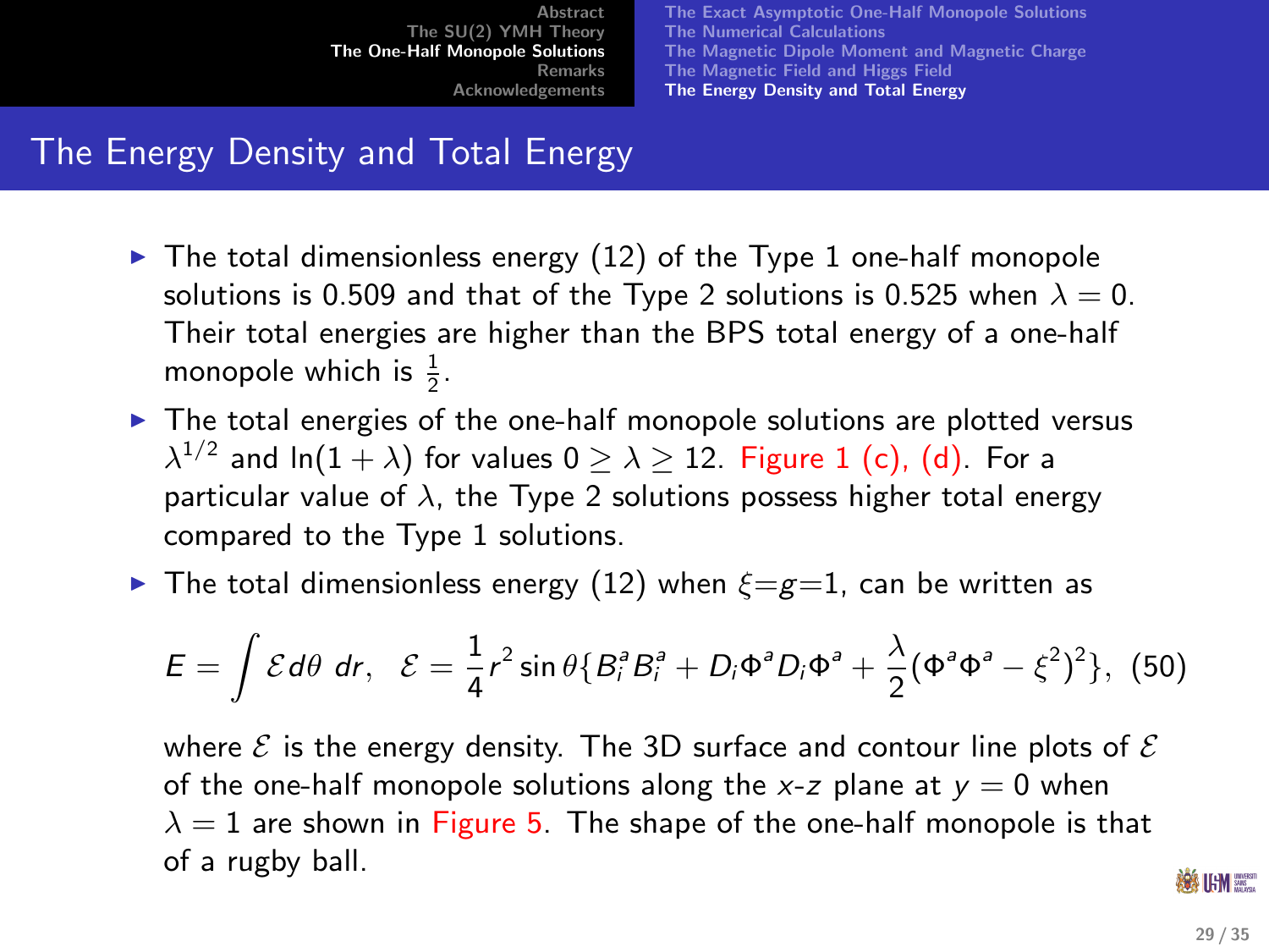## The Energy Density and Total Energy

- The total dimensionless energy (12) of the Type 1 one-half monopole solutions is 0.509 and that of the Type 2 solutions is 0.525 when $\lambda = 0$. Their total energies are higher than the BPS total energy of a one-half monopole which is $\frac{1}{2}$.
- The total energies of the one-half monopole solutions are plotted versus $\lambda^{1/2}$ and $\ln(1+\lambda)$ for values $0 \geq \lambda \geq 12$. Figure 1 (c), (d). For a particular value of $\lambda$, the Type 2 solutions possess higher total energy compared to the Type 1 solutions.
- The total dimensionless energy (12) when $\xi$=$g$=1, can be written as

$$E = \int \mathcal{E}\, d\theta\ dr, \quad \mathcal{E} = \frac{1}{4} r^2 \sin\theta \{ B_i^a B_i^a + D_i \Phi^a D_i \Phi^a + \frac{\lambda}{2} (\Phi^a \Phi^a - \xi^2)^2 \}, \tag{50}$$

where $\mathcal{E}$ is the energy density. The 3D surface and contour line plots of $\mathcal{E}$ of the one-half monopole solutions along the $x$-$z$ plane at $y = 0$ when $\lambda = 1$ are shown in Figure 5. The shape of the one-half monopole is that of a rugby ball.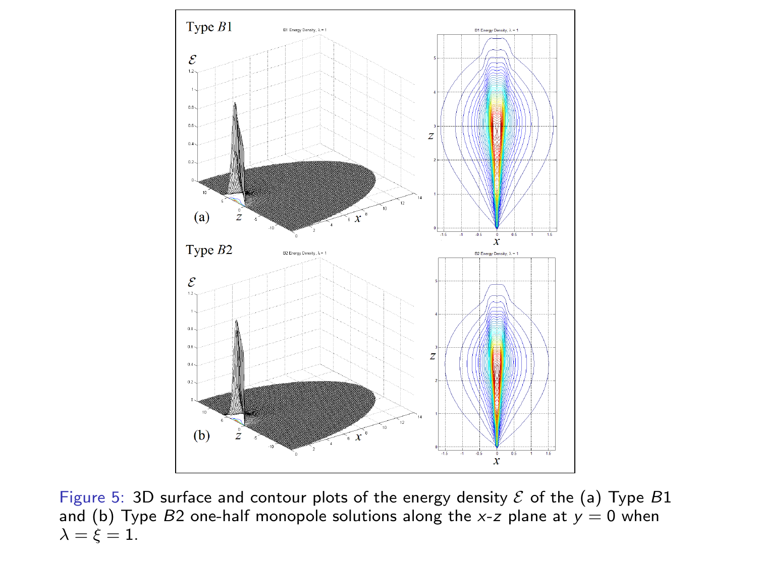Figure 5: 3D surface and contour plots of the energy density $\mathcal{E}$ of the (a) Type $B1$ and (b) Type $B2$ one-half monopole solutions along the $x$-$z$ plane at $y = 0$ when $\lambda = \xi = 1$.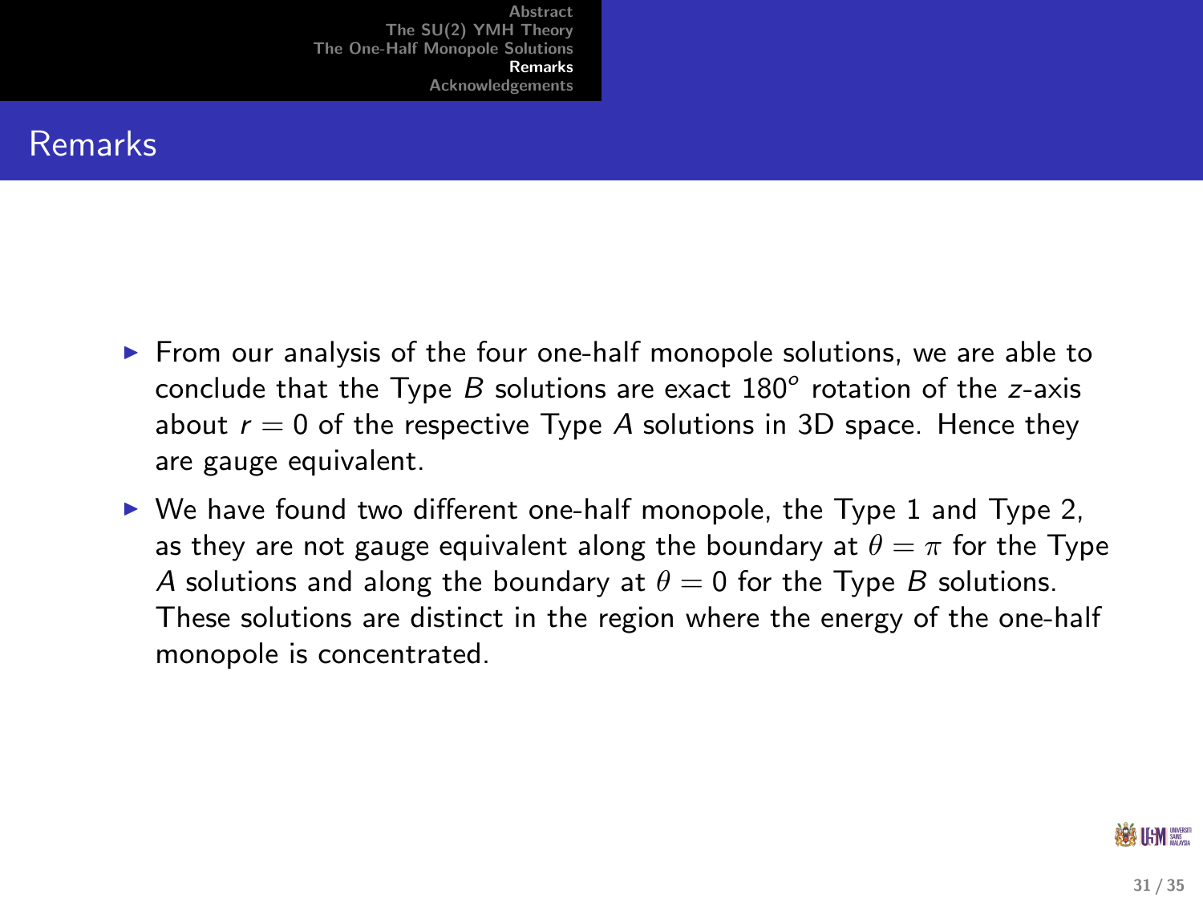# Remarks

- From our analysis of the four one-half monopole solutions, we are able to conclude that the Type $B$ solutions are exact $180^o$ rotation of the $z$-axis about $r = 0$ of the respective Type $A$ solutions in 3D space. Hence they are gauge equivalent.
- We have found two different one-half monopole, the Type 1 and Type 2, as they are not gauge equivalent along the boundary at $\theta = \pi$ for the Type $A$ solutions and along the boundary at $\theta = 0$ for the Type $B$ solutions. These solutions are distinct in the region where the energy of the one-half monopole is concentrated.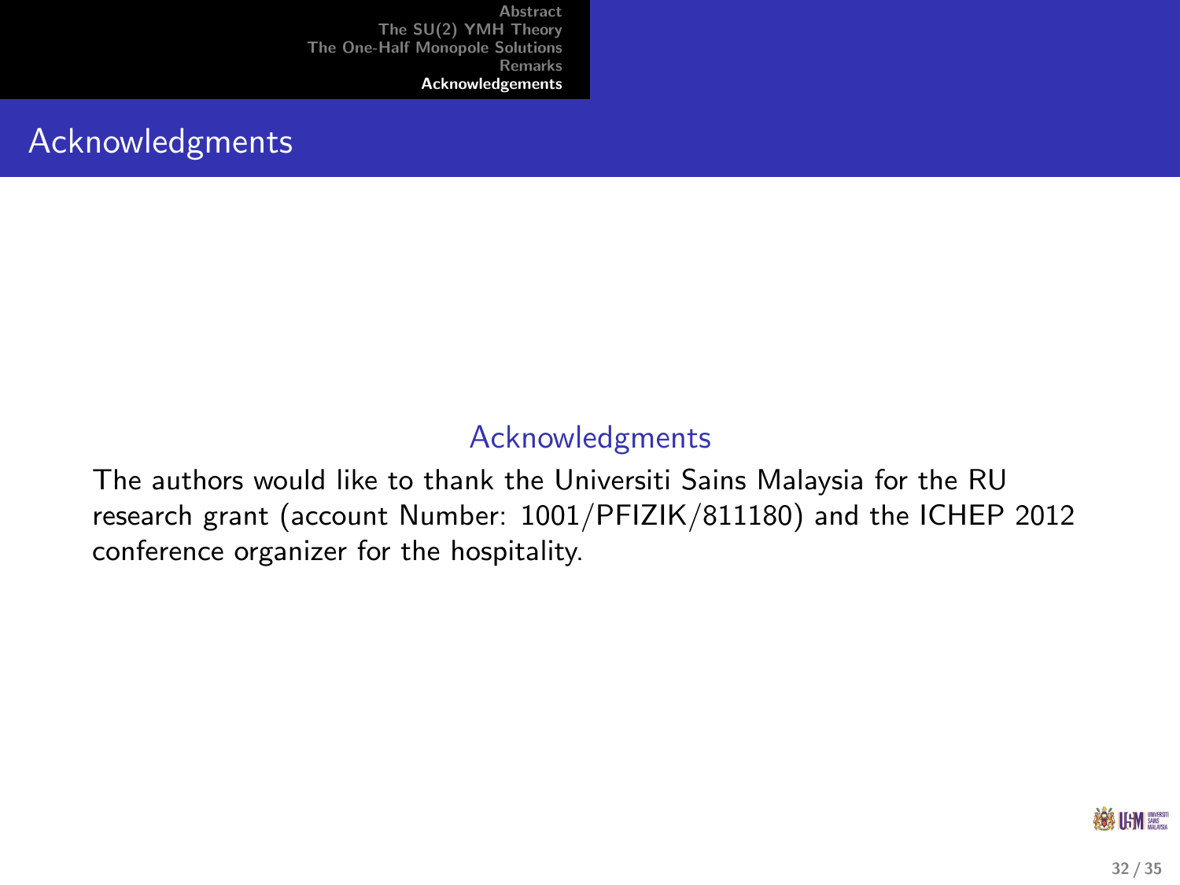# Acknowledgments

## Acknowledgments

The authors would like to thank the Universiti Sains Malaysia for the RU research grant (account Number: 1001/PFIZIK/811180) and the ICHEP 2012 conference organizer for the hospitality.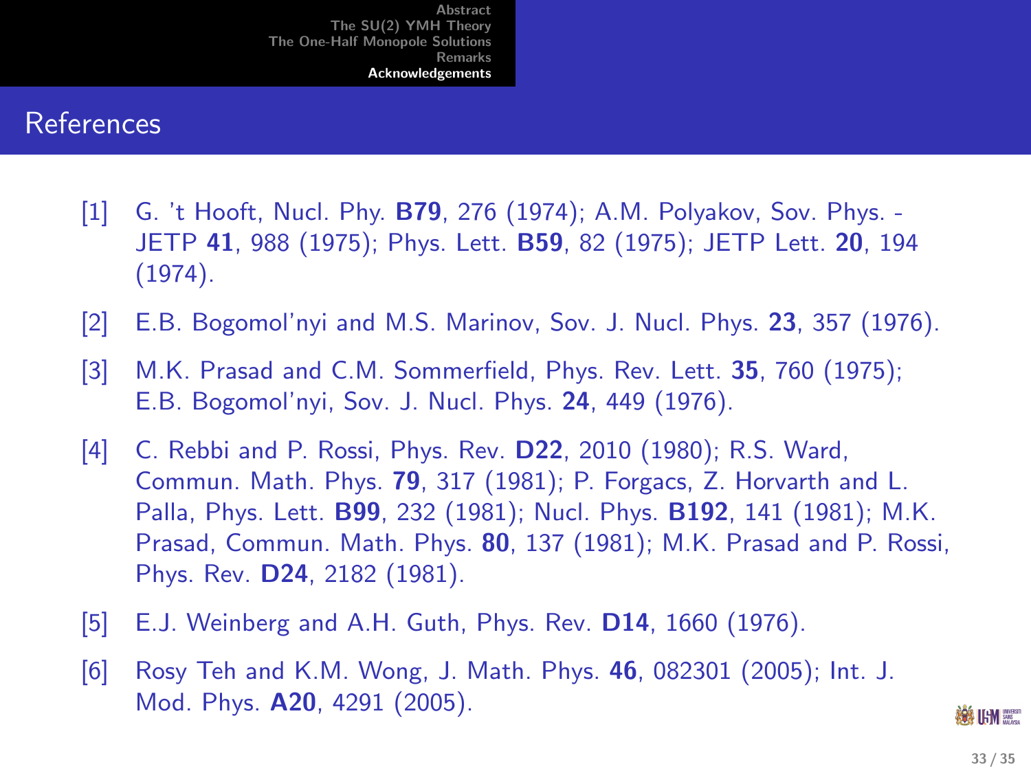## References

[1] G. 't Hooft, Nucl. Phy. **B79**, 276 (1974); A.M. Polyakov, Sov. Phys. - JETP **41**, 988 (1975); Phys. Lett. **B59**, 82 (1975); JETP Lett. **20**, 194 (1974).

[2] E.B. Bogomol'nyi and M.S. Marinov, Sov. J. Nucl. Phys. **23**, 357 (1976).

[3] M.K. Prasad and C.M. Sommerfield, Phys. Rev. Lett. **35**, 760 (1975); E.B. Bogomol'nyi, Sov. J. Nucl. Phys. **24**, 449 (1976).

[4] C. Rebbi and P. Rossi, Phys. Rev. **D22**, 2010 (1980); R.S. Ward, Commun. Math. Phys. **79**, 317 (1981); P. Forgacs, Z. Horvarth and L. Palla, Phys. Lett. **B99**, 232 (1981); Nucl. Phys. **B192**, 141 (1981); M.K. Prasad, Commun. Math. Phys. **80**, 137 (1981); M.K. Prasad and P. Rossi, Phys. Rev. **D24**, 2182 (1981).

[5] E.J. Weinberg and A.H. Guth, Phys. Rev. **D14**, 1660 (1976).

[6] Rosy Teh and K.M. Wong, J. Math. Phys. **46**, 082301 (2005); Int. J. Mod. Phys. **A20**, 4291 (2005).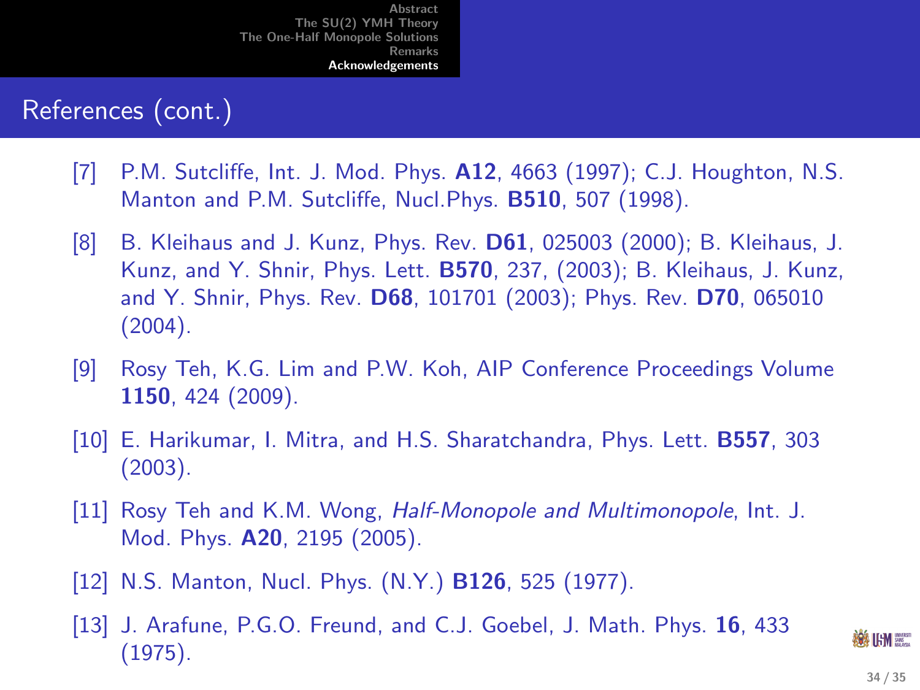## References (cont.)

[7] P.M. Sutcliffe, Int. J. Mod. Phys. **A12**, 4663 (1997); C.J. Houghton, N.S. Manton and P.M. Sutcliffe, Nucl.Phys. **B510**, 507 (1998).

[8] B. Kleihaus and J. Kunz, Phys. Rev. **D61**, 025003 (2000); B. Kleihaus, J. Kunz, and Y. Shnir, Phys. Lett. **B570**, 237, (2003); B. Kleihaus, J. Kunz, and Y. Shnir, Phys. Rev. **D68**, 101701 (2003); Phys. Rev. **D70**, 065010 (2004).

[9] Rosy Teh, K.G. Lim and P.W. Koh, AIP Conference Proceedings Volume **1150**, 424 (2009).

[10] E. Harikumar, I. Mitra, and H.S. Sharatchandra, Phys. Lett. **B557**, 303 (2003).

[11] Rosy Teh and K.M. Wong, *Half-Monopole and Multimonopole*, Int. J. Mod. Phys. **A20**, 2195 (2005).

[12] N.S. Manton, Nucl. Phys. (N.Y.) **B126**, 525 (1977).

[13] J. Arafune, P.G.O. Freund, and C.J. Goebel, J. Math. Phys. **16**, 433 (1975).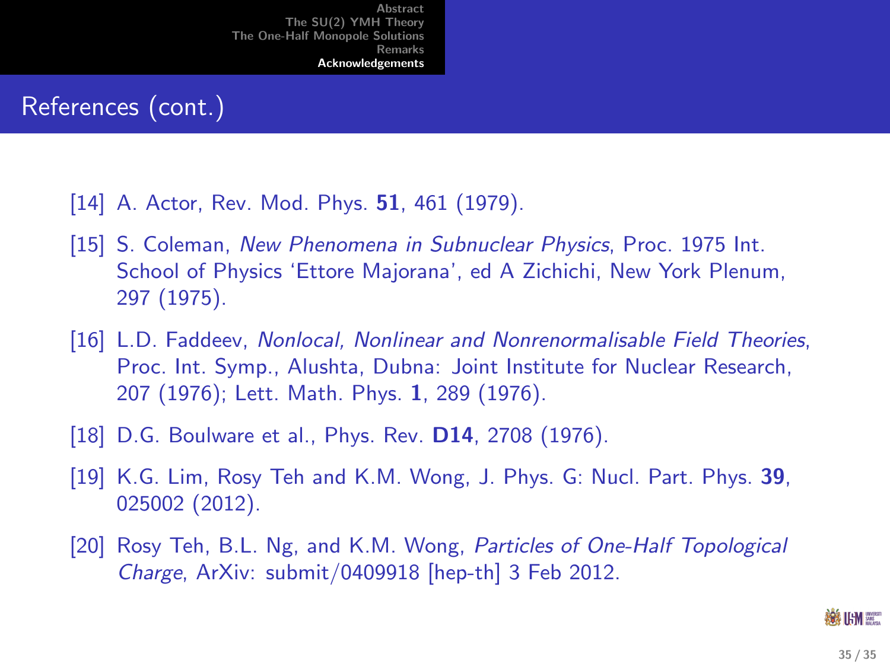## References (cont.)

[14] A. Actor, Rev. Mod. Phys. **51**, 461 (1979).

[15] S. Coleman, *New Phenomena in Subnuclear Physics*, Proc. 1975 Int. School of Physics 'Ettore Majorana', ed A Zichichi, New York Plenum, 297 (1975).

[16] L.D. Faddeev, *Nonlocal, Nonlinear and Nonrenormalisable Field Theories*, Proc. Int. Symp., Alushta, Dubna: Joint Institute for Nuclear Research, 207 (1976); Lett. Math. Phys. **1**, 289 (1976).

[18] D.G. Boulware et al., Phys. Rev. **D14**, 2708 (1976).

[19] K.G. Lim, Rosy Teh and K.M. Wong, J. Phys. G: Nucl. Part. Phys. **39**, 025002 (2012).

[20] Rosy Teh, B.L. Ng, and K.M. Wong, *Particles of One-Half Topological Charge*, ArXiv: submit/0409918 [hep-th] 3 Feb 2012.